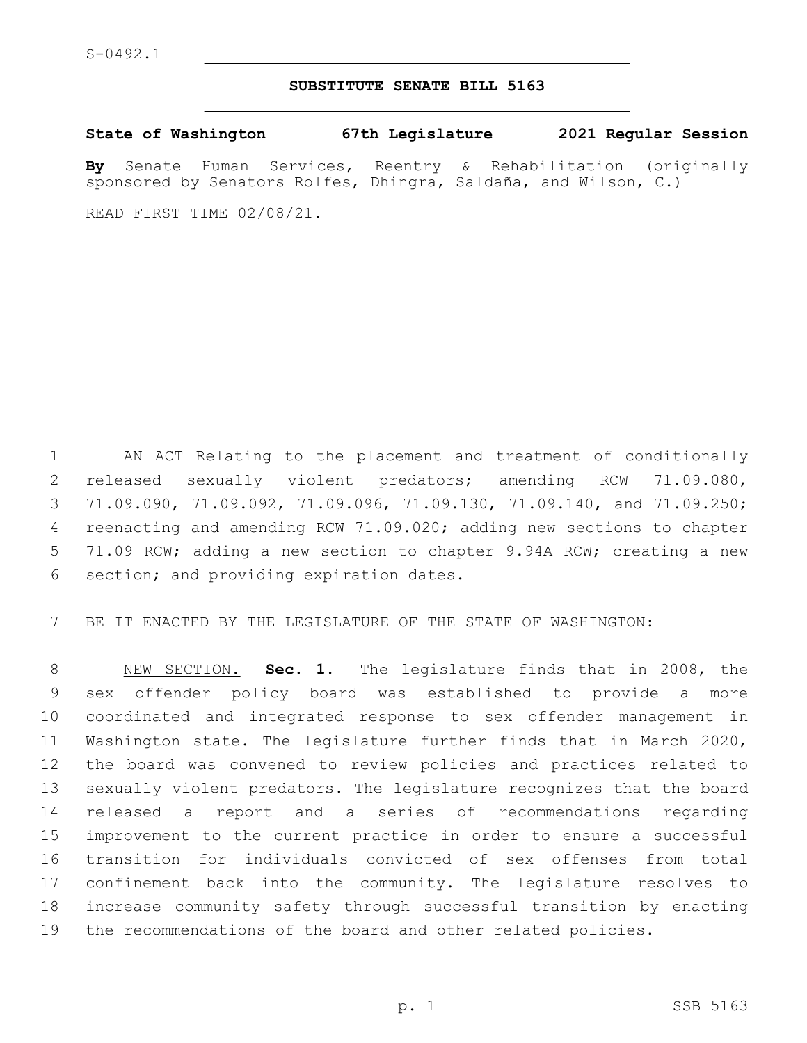S-0492.1

# SUBSTITUTE SENATE BILL 5163

**State of Washington 67th Legislature 2021 Regular Session**

**By** Senate Human Services, Reentry & Rehabilitation (originally sponsored by Senators Rolfes, Dhingra, Saldaña, and Wilson, C.)

READ FIRST TIME 02/08/21.

AN ACT Relating to the placement and treatment of conditionally released sexually violent predators; amending RCW 71.09.080, 71.09.090, 71.09.092, 71.09.096, 71.09.130, 71.09.140, and 71.09.250; reenacting and amending RCW 71.09.020; adding new sections to chapter 71.09 RCW; adding a new section to chapter 9.94A RCW; creating a new section; and providing expiration dates.

BE IT ENACTED BY THE LEGISLATURE OF THE STATE OF WASHINGTON:

NEW SECTION. **Sec. 1.** The legislature finds that in 2008, the sex offender policy board was established to provide a more coordinated and integrated response to sex offender management in Washington state. The legislature further finds that in March 2020, the board was convened to review policies and practices related to sexually violent predators. The legislature recognizes that the board released a report and a series of recommendations regarding improvement to the current practice in order to ensure a successful transition for individuals convicted of sex offenses from total confinement back into the community. The legislature resolves to increase community safety through successful transition by enacting the recommendations of the board and other related policies.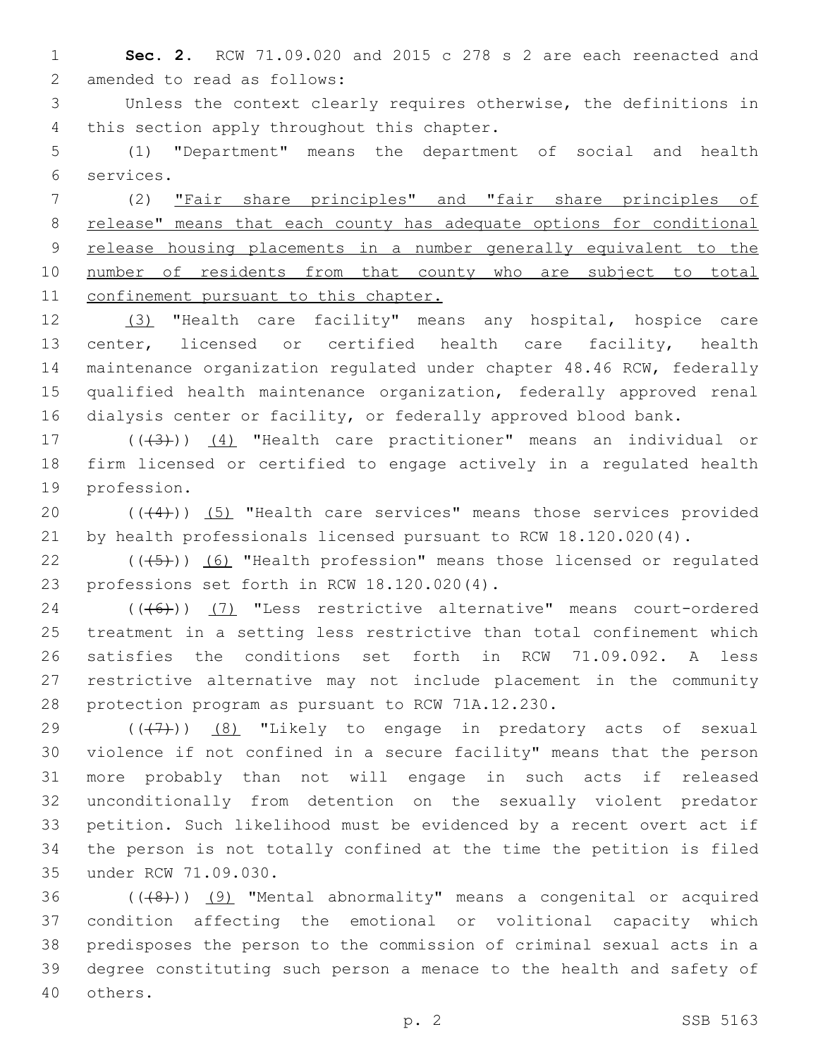**Sec. 2.** RCW 71.09.020 and 2015 c 278 s 2 are each reenacted and amended to read as follows:

Unless the context clearly requires otherwise, the definitions in this section apply throughout this chapter.

(1) "Department" means the department of social and health services.

(2) "Fair share principles" and "fair share principles of release" means that each county has adequate options for conditional release housing placements in a number generally equivalent to the number of residents from that county who are subject to total confinement pursuant to this chapter.

(3) "Health care facility" means any hospital, hospice care center, licensed or certified health care facility, health maintenance organization regulated under chapter 48.46 RCW, federally qualified health maintenance organization, federally approved renal dialysis center or facility, or federally approved blood bank.

(((3))) (4) "Health care practitioner" means an individual or firm licensed or certified to engage actively in a regulated health profession.

(((4))) (5) "Health care services" means those services provided by health professionals licensed pursuant to RCW 18.120.020(4).

(((5))) (6) "Health profession" means those licensed or regulated professions set forth in RCW 18.120.020(4).

(((6))) (7) "Less restrictive alternative" means court-ordered treatment in a setting less restrictive than total confinement which satisfies the conditions set forth in RCW 71.09.092. A less restrictive alternative may not include placement in the community protection program as pursuant to RCW 71A.12.230.

(((7))) (8) "Likely to engage in predatory acts of sexual violence if not confined in a secure facility" means that the person more probably than not will engage in such acts if released unconditionally from detention on the sexually violent predator petition. Such likelihood must be evidenced by a recent overt act if the person is not totally confined at the time the petition is filed under RCW 71.09.030.

(((8))) (9) "Mental abnormality" means a congenital or acquired condition affecting the emotional or volitional capacity which predisposes the person to the commission of criminal sexual acts in a degree constituting such person a menace to the health and safety of others.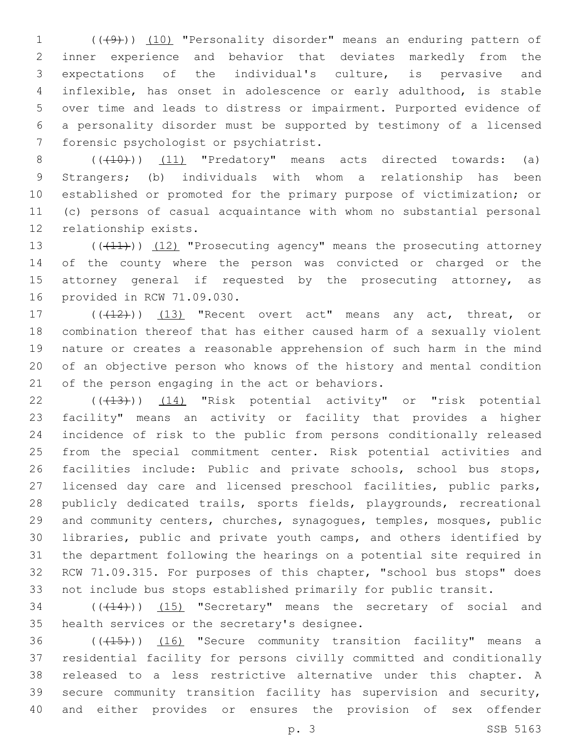(((9))) (10) "Personality disorder" means an enduring pattern of inner experience and behavior that deviates markedly from the expectations of the individual's culture, is pervasive and inflexible, has onset in adolescence or early adulthood, is stable over time and leads to distress or impairment. Purported evidence of a personality disorder must be supported by testimony of a licensed forensic psychologist or psychiatrist.

(((10))) (11) "Predatory" means acts directed towards: (a) Strangers; (b) individuals with whom a relationship has been established or promoted for the primary purpose of victimization; or (c) persons of casual acquaintance with whom no substantial personal relationship exists.

(((11))) (12) "Prosecuting agency" means the prosecuting attorney of the county where the person was convicted or charged or the attorney general if requested by the prosecuting attorney, as provided in RCW 71.09.030.

(((12))) (13) "Recent overt act" means any act, threat, or combination thereof that has either caused harm of a sexually violent nature or creates a reasonable apprehension of such harm in the mind of an objective person who knows of the history and mental condition of the person engaging in the act or behaviors.

(((13))) (14) "Risk potential activity" or "risk potential facility" means an activity or facility that provides a higher incidence of risk to the public from persons conditionally released from the special commitment center. Risk potential activities and facilities include: Public and private schools, school bus stops, licensed day care and licensed preschool facilities, public parks, publicly dedicated trails, sports fields, playgrounds, recreational and community centers, churches, synagogues, temples, mosques, public libraries, public and private youth camps, and others identified by the department following the hearings on a potential site required in RCW 71.09.315. For purposes of this chapter, "school bus stops" does not include bus stops established primarily for public transit.

(((14))) (15) "Secretary" means the secretary of social and health services or the secretary's designee.

(((15))) (16) "Secure community transition facility" means a residential facility for persons civilly committed and conditionally released to a less restrictive alternative under this chapter. A secure community transition facility has supervision and security, and either provides or ensures the provision of sex offender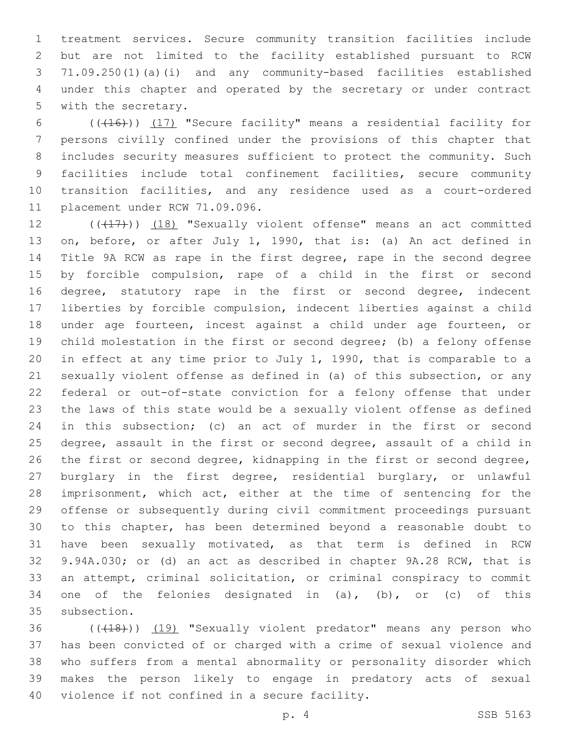treatment services. Secure community transition facilities include but are not limited to the facility established pursuant to RCW 71.09.250(1)(a)(i) and any community-based facilities established under this chapter and operated by the secretary or under contract with the secretary.

(((16))) (17) "Secure facility" means a residential facility for persons civilly confined under the provisions of this chapter that includes security measures sufficient to protect the community. Such facilities include total confinement facilities, secure community transition facilities, and any residence used as a court-ordered placement under RCW 71.09.096.

(((17))) (18) "Sexually violent offense" means an act committed on, before, or after July 1, 1990, that is: (a) An act defined in Title 9A RCW as rape in the first degree, rape in the second degree by forcible compulsion, rape of a child in the first or second degree, statutory rape in the first or second degree, indecent liberties by forcible compulsion, indecent liberties against a child under age fourteen, incest against a child under age fourteen, or child molestation in the first or second degree; (b) a felony offense in effect at any time prior to July 1, 1990, that is comparable to a sexually violent offense as defined in (a) of this subsection, or any federal or out-of-state conviction for a felony offense that under the laws of this state would be a sexually violent offense as defined in this subsection; (c) an act of murder in the first or second degree, assault in the first or second degree, assault of a child in the first or second degree, kidnapping in the first or second degree, burglary in the first degree, residential burglary, or unlawful imprisonment, which act, either at the time of sentencing for the offense or subsequently during civil commitment proceedings pursuant to this chapter, has been determined beyond a reasonable doubt to have been sexually motivated, as that term is defined in RCW 9.94A.030; or (d) an act as described in chapter 9A.28 RCW, that is an attempt, criminal solicitation, or criminal conspiracy to commit one of the felonies designated in (a), (b), or (c) of this subsection.

(((18))) (19) "Sexually violent predator" means any person who has been convicted of or charged with a crime of sexual violence and who suffers from a mental abnormality or personality disorder which makes the person likely to engage in predatory acts of sexual violence if not confined in a secure facility.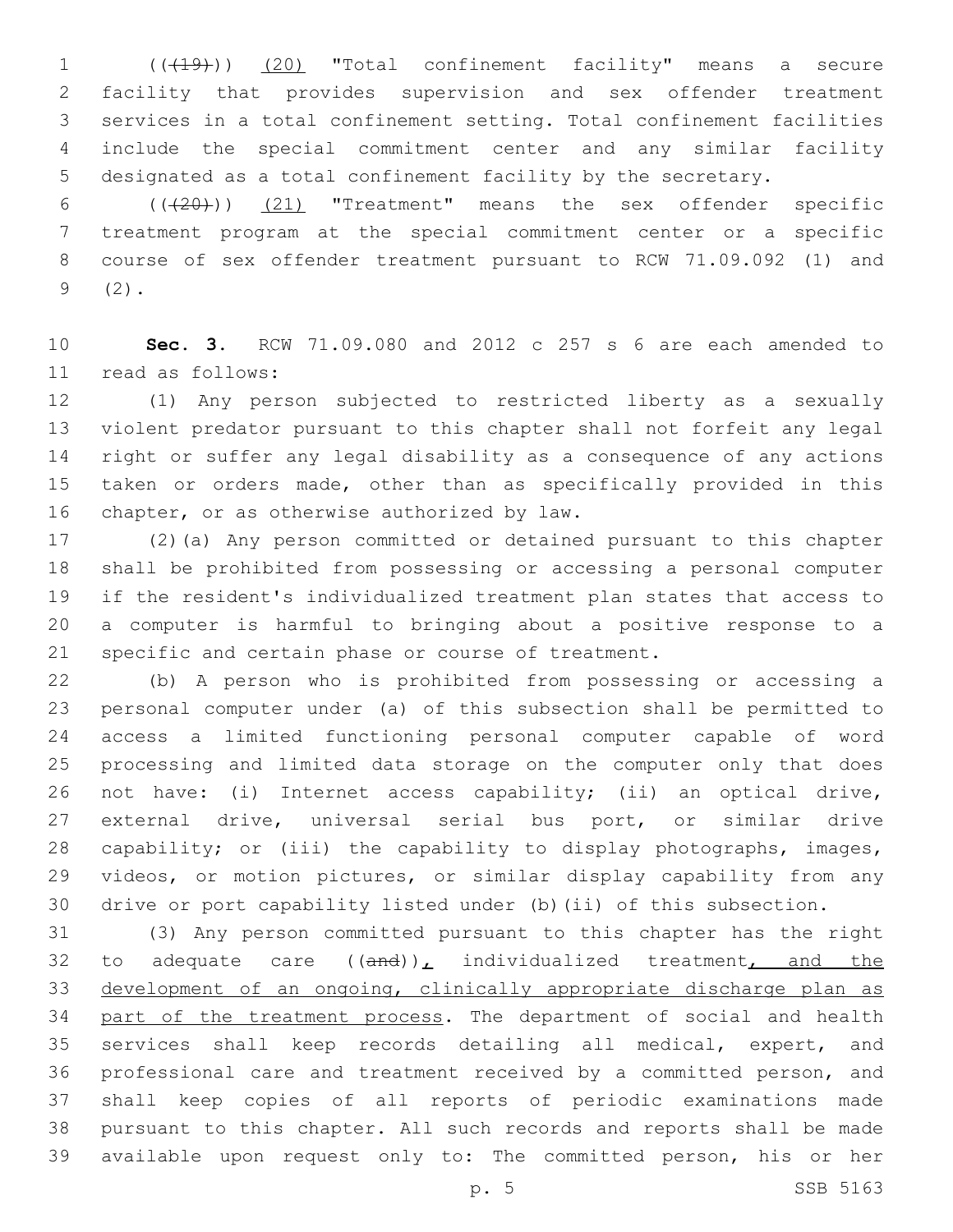(((19))) <u>(20)</u> "Total confinement facility" means a secure facility that provides supervision and sex offender treatment services in a total confinement setting. Total confinement facilities include the special commitment center and any similar facility designated as a total confinement facility by the secretary.

(((20))) <u>(21)</u> "Treatment" means the sex offender specific treatment program at the special commitment center or a specific course of sex offender treatment pursuant to RCW 71.09.092 (1) and (2).

**Sec. 3.** RCW 71.09.080 and 2012 c 257 s 6 are each amended to read as follows:

(1) Any person subjected to restricted liberty as a sexually violent predator pursuant to this chapter shall not forfeit any legal right or suffer any legal disability as a consequence of any actions taken or orders made, other than as specifically provided in this chapter, or as otherwise authorized by law.

(2)(a) Any person committed or detained pursuant to this chapter shall be prohibited from possessing or accessing a personal computer if the resident's individualized treatment plan states that access to a computer is harmful to bringing about a positive response to a specific and certain phase or course of treatment.

(b) A person who is prohibited from possessing or accessing a personal computer under (a) of this subsection shall be permitted to access a limited functioning personal computer capable of word processing and limited data storage on the computer only that does not have: (i) Internet access capability; (ii) an optical drive, external drive, universal serial bus port, or similar drive capability; or (iii) the capability to display photographs, images, videos, or motion pictures, or similar display capability from any drive or port capability listed under (b)(ii) of this subsection.

(3) Any person committed pursuant to this chapter has the right to adequate care ((and))<u>,</u> individualized treatment<u>, and the development of an ongoing, clinically appropriate discharge plan as part of the treatment process</u>. The department of social and health services shall keep records detailing all medical, expert, and professional care and treatment received by a committed person, and shall keep copies of all reports of periodic examinations made pursuant to this chapter. All such records and reports shall be made available upon request only to: The committed person, his or her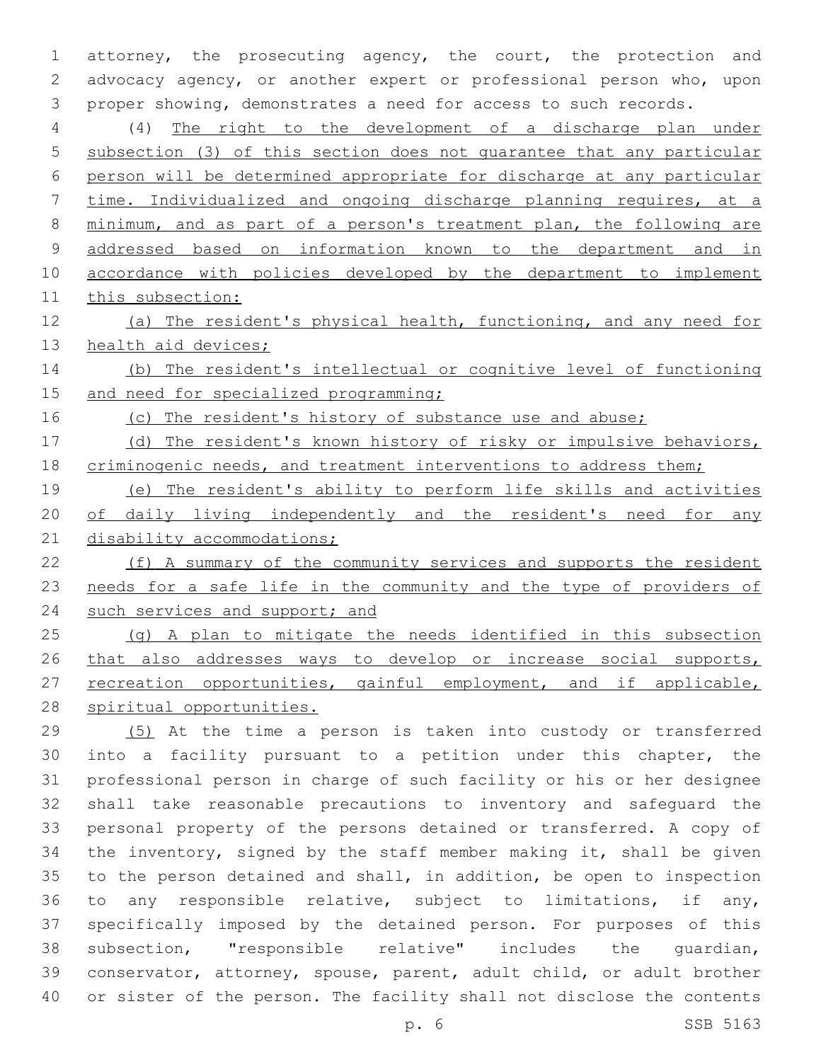attorney, the prosecuting agency, the court, the protection and advocacy agency, or another expert or professional person who, upon proper showing, demonstrates a need for access to such records.

(4) The right to the development of a discharge plan under subsection (3) of this section does not guarantee that any particular person will be determined appropriate for discharge at any particular time. Individualized and ongoing discharge planning requires, at a minimum, and as part of a person's treatment plan, the following are addressed based on information known to the department and in accordance with policies developed by the department to implement this subsection:

(a) The resident's physical health, functioning, and any need for health aid devices;

(b) The resident's intellectual or cognitive level of functioning and need for specialized programming;

(c) The resident's history of substance use and abuse;

(d) The resident's known history of risky or impulsive behaviors, criminogenic needs, and treatment interventions to address them;

(e) The resident's ability to perform life skills and activities of daily living independently and the resident's need for any disability accommodations;

(f) A summary of the community services and supports the resident needs for a safe life in the community and the type of providers of such services and support; and

(g) A plan to mitigate the needs identified in this subsection that also addresses ways to develop or increase social supports, recreation opportunities, gainful employment, and if applicable, spiritual opportunities.

(5) At the time a person is taken into custody or transferred into a facility pursuant to a petition under this chapter, the professional person in charge of such facility or his or her designee shall take reasonable precautions to inventory and safeguard the personal property of the persons detained or transferred. A copy of the inventory, signed by the staff member making it, shall be given to the person detained and shall, in addition, be open to inspection to any responsible relative, subject to limitations, if any, specifically imposed by the detained person. For purposes of this subsection, "responsible relative" includes the guardian, conservator, attorney, spouse, parent, adult child, or adult brother or sister of the person. The facility shall not disclose the contents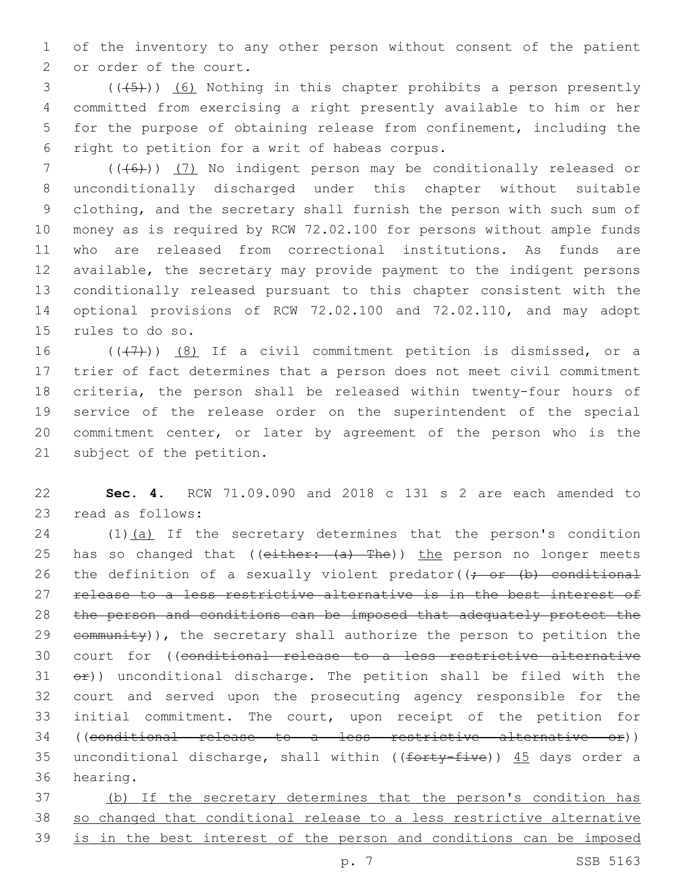of the inventory to any other person without consent of the patient or order of the court.

((~~(5)~~)) (6) Nothing in this chapter prohibits a person presently committed from exercising a right presently available to him or her for the purpose of obtaining release from confinement, including the right to petition for a writ of habeas corpus.

((~~(6)~~)) (7) No indigent person may be conditionally released or unconditionally discharged under this chapter without suitable clothing, and the secretary shall furnish the person with such sum of money as is required by RCW 72.02.100 for persons without ample funds who are released from correctional institutions. As funds are available, the secretary may provide payment to the indigent persons conditionally released pursuant to this chapter consistent with the optional provisions of RCW 72.02.100 and 72.02.110, and may adopt rules to do so.

((~~(7)~~)) (8) If a civil commitment petition is dismissed, or a trier of fact determines that a person does not meet civil commitment criteria, the person shall be released within twenty-four hours of service of the release order on the superintendent of the special commitment center, or later by agreement of the person who is the subject of the petition.

**Sec. 4.** RCW 71.09.090 and 2018 c 131 s 2 are each amended to read as follows:

(1)(a) If the secretary determines that the person's condition has so changed that ((~~either: (a) The~~)) the person no longer meets the definition of a sexually violent predator((~~; or (b) conditional release to a less restrictive alternative is in the best interest of the person and conditions can be imposed that adequately protect the community~~)), the secretary shall authorize the person to petition the court for ((~~conditional release to a less restrictive alternative or~~)) unconditional discharge. The petition shall be filed with the court and served upon the prosecuting agency responsible for the initial commitment. The court, upon receipt of the petition for ((~~conditional release to a less restrictive alternative or~~)) unconditional discharge, shall within ((~~forty-five~~)) 45 days order a hearing.

(b) If the secretary determines that the person's condition has so changed that conditional release to a less restrictive alternative is in the best interest of the person and conditions can be imposed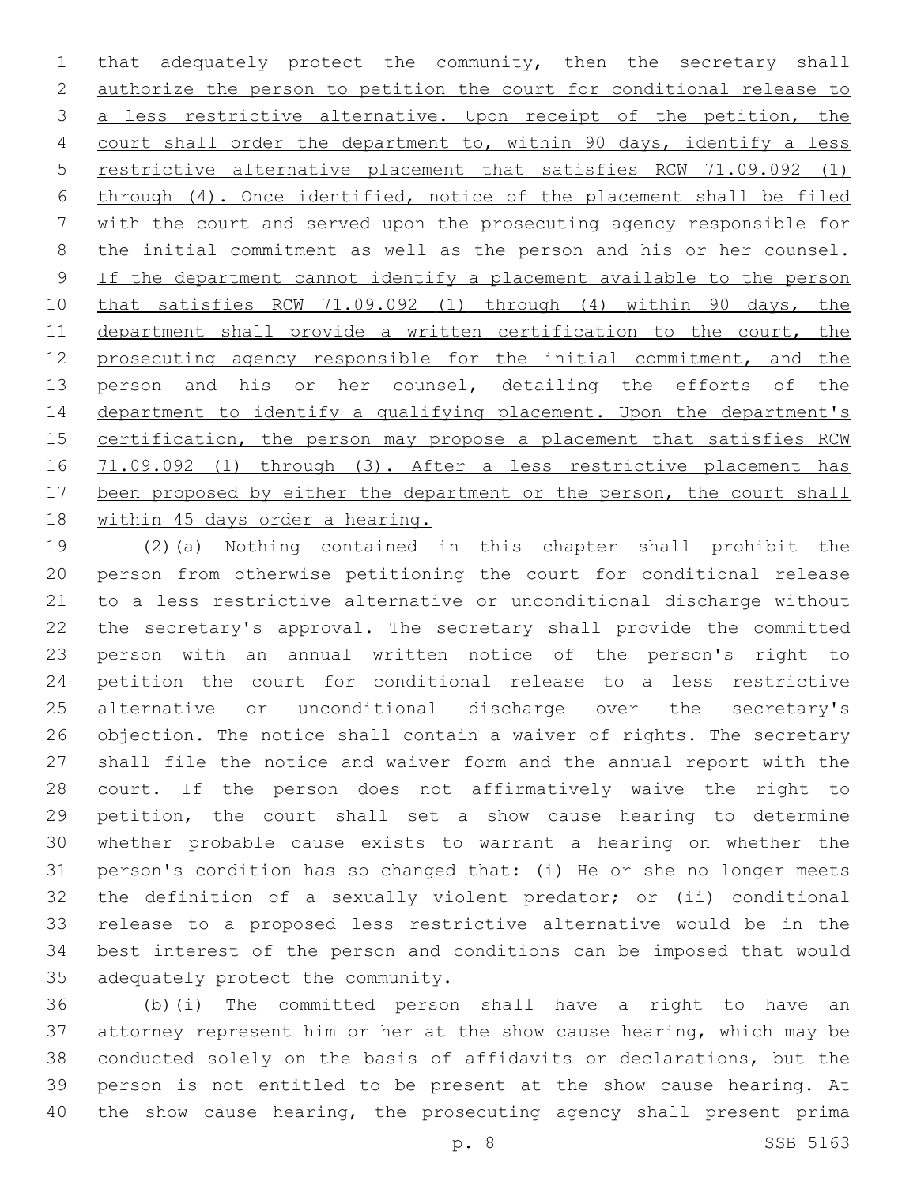that adequately protect the community, then the secretary shall authorize the person to petition the court for conditional release to a less restrictive alternative. Upon receipt of the petition, the court shall order the department to, within 90 days, identify a less restrictive alternative placement that satisfies RCW 71.09.092 (1) through (4). Once identified, notice of the placement shall be filed with the court and served upon the prosecuting agency responsible for the initial commitment as well as the person and his or her counsel. If the department cannot identify a placement available to the person that satisfies RCW 71.09.092 (1) through (4) within 90 days, the department shall provide a written certification to the court, the prosecuting agency responsible for the initial commitment, and the person and his or her counsel, detailing the efforts of the department to identify a qualifying placement. Upon the department's certification, the person may propose a placement that satisfies RCW 71.09.092 (1) through (3). After a less restrictive placement has been proposed by either the department or the person, the court shall within 45 days order a hearing.

(2)(a) Nothing contained in this chapter shall prohibit the person from otherwise petitioning the court for conditional release to a less restrictive alternative or unconditional discharge without the secretary's approval. The secretary shall provide the committed person with an annual written notice of the person's right to petition the court for conditional release to a less restrictive alternative or unconditional discharge over the secretary's objection. The notice shall contain a waiver of rights. The secretary shall file the notice and waiver form and the annual report with the court. If the person does not affirmatively waive the right to petition, the court shall set a show cause hearing to determine whether probable cause exists to warrant a hearing on whether the person's condition has so changed that: (i) He or she no longer meets the definition of a sexually violent predator; or (ii) conditional release to a proposed less restrictive alternative would be in the best interest of the person and conditions can be imposed that would adequately protect the community.

(b)(i) The committed person shall have a right to have an attorney represent him or her at the show cause hearing, which may be conducted solely on the basis of affidavits or declarations, but the person is not entitled to be present at the show cause hearing. At the show cause hearing, the prosecuting agency shall present prima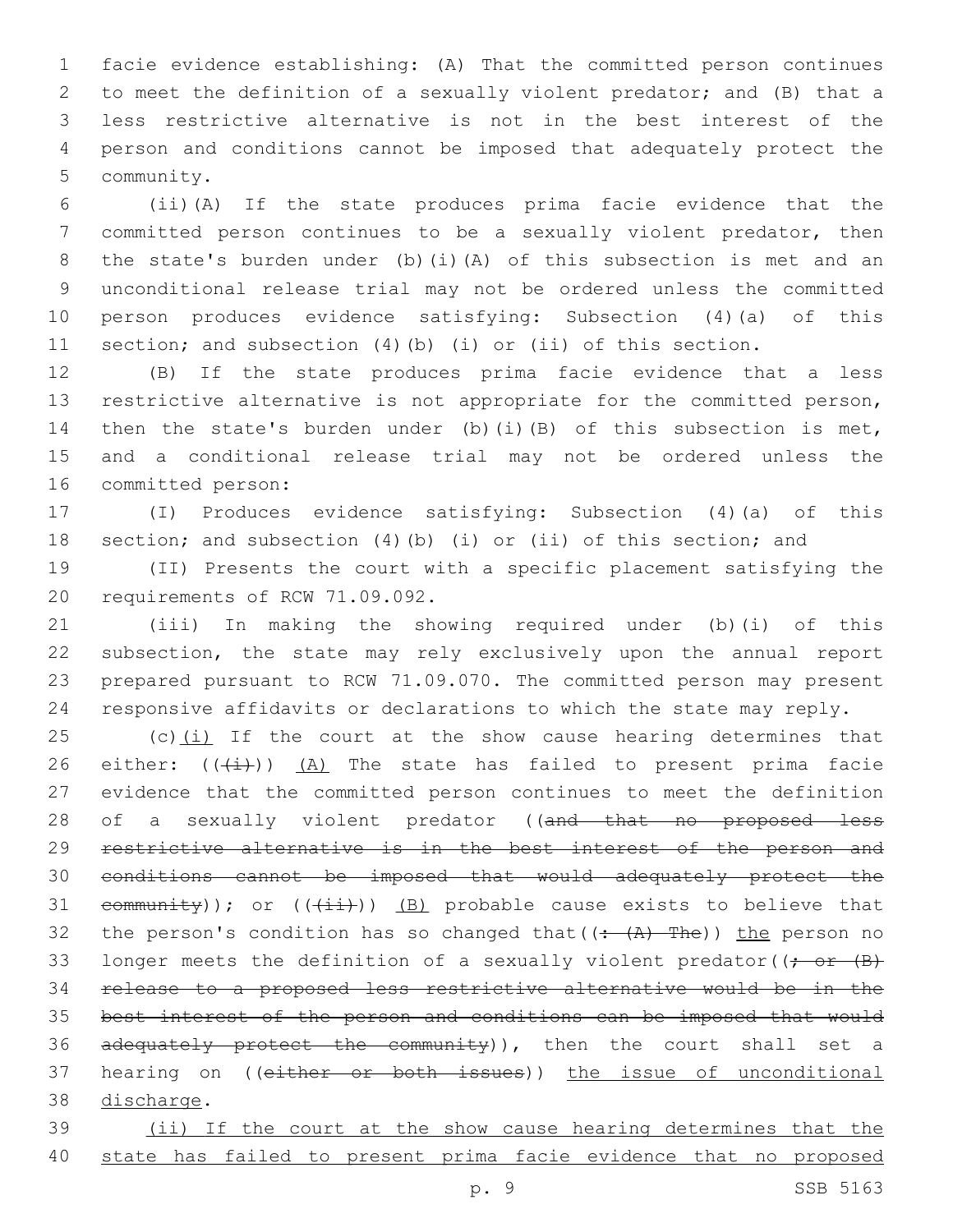facie evidence establishing: (A) That the committed person continues to meet the definition of a sexually violent predator; and (B) that a less restrictive alternative is not in the best interest of the person and conditions cannot be imposed that adequately protect the community.

(ii)(A) If the state produces prima facie evidence that the committed person continues to be a sexually violent predator, then the state's burden under (b)(i)(A) of this subsection is met and an unconditional release trial may not be ordered unless the committed person produces evidence satisfying: Subsection (4)(a) of this section; and subsection (4)(b) (i) or (ii) of this section.

(B) If the state produces prima facie evidence that a less restrictive alternative is not appropriate for the committed person, then the state's burden under (b)(i)(B) of this subsection is met, and a conditional release trial may not be ordered unless the committed person:

(I) Produces evidence satisfying: Subsection (4)(a) of this section; and subsection (4)(b) (i) or (ii) of this section; and

(II) Presents the court with a specific placement satisfying the requirements of RCW 71.09.092.

(iii) In making the showing required under (b)(i) of this subsection, the state may rely exclusively upon the annual report prepared pursuant to RCW 71.09.070. The committed person may present responsive affidavits or declarations to which the state may reply.

(c)<u>(i)</u> If the court at the show cause hearing determines that either: ((~~(i)~~)) <u>(A)</u> The state has failed to present prima facie evidence that the committed person continues to meet the definition of a sexually violent predator ((~~and that no proposed less restrictive alternative is in the best interest of the person and conditions cannot be imposed that would adequately protect the community~~)); or ((~~(ii)~~)) <u>(B)</u> probable cause exists to believe that the person's condition has so changed that((~~: (A) The~~)) <u>the</u> person no longer meets the definition of a sexually violent predator((~~; or (B) release to a proposed less restrictive alternative would be in the best interest of the person and conditions can be imposed that would adequately protect the community~~)), then the court shall set a hearing on ((~~either or both issues~~)) <u>the issue of unconditional discharge</u>.

<u>(ii) If the court at the show cause hearing determines that the state has failed to present prima facie evidence that no proposed</u>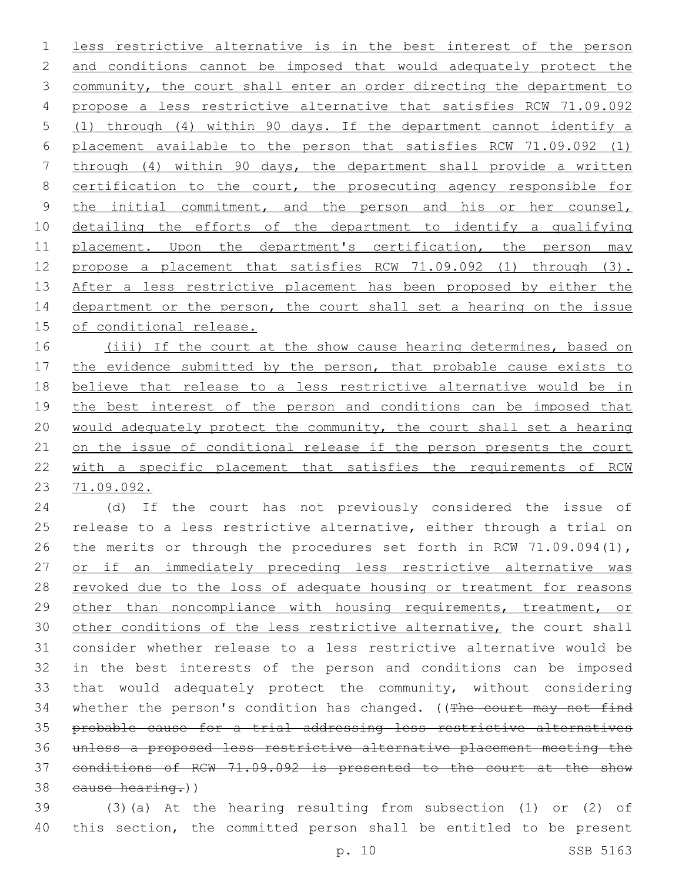less restrictive alternative is in the best interest of the person and conditions cannot be imposed that would adequately protect the community, the court shall enter an order directing the department to propose a less restrictive alternative that satisfies RCW 71.09.092 (1) through (4) within 90 days. If the department cannot identify a placement available to the person that satisfies RCW 71.09.092 (1) through (4) within 90 days, the department shall provide a written certification to the court, the prosecuting agency responsible for the initial commitment, and the person and his or her counsel, detailing the efforts of the department to identify a qualifying placement. Upon the department's certification, the person may propose a placement that satisfies RCW 71.09.092 (1) through (3). After a less restrictive placement has been proposed by either the department or the person, the court shall set a hearing on the issue of conditional release.

(iii) If the court at the show cause hearing determines, based on the evidence submitted by the person, that probable cause exists to believe that release to a less restrictive alternative would be in the best interest of the person and conditions can be imposed that would adequately protect the community, the court shall set a hearing on the issue of conditional release if the person presents the court with a specific placement that satisfies the requirements of RCW 71.09.092.

(d) If the court has not previously considered the issue of release to a less restrictive alternative, either through a trial on the merits or through the procedures set forth in RCW 71.09.094(1), or if an immediately preceding less restrictive alternative was revoked due to the loss of adequate housing or treatment for reasons other than noncompliance with housing requirements, treatment, or other conditions of the less restrictive alternative, the court shall consider whether release to a less restrictive alternative would be in the best interests of the person and conditions can be imposed that would adequately protect the community, without considering whether the person's condition has changed. ((~~The court may not find probable cause for a trial addressing less restrictive alternatives unless a proposed less restrictive alternative placement meeting the conditions of RCW 71.09.092 is presented to the court at the show cause hearing.~~))

(3)(a) At the hearing resulting from subsection (1) or (2) of this section, the committed person shall be entitled to be present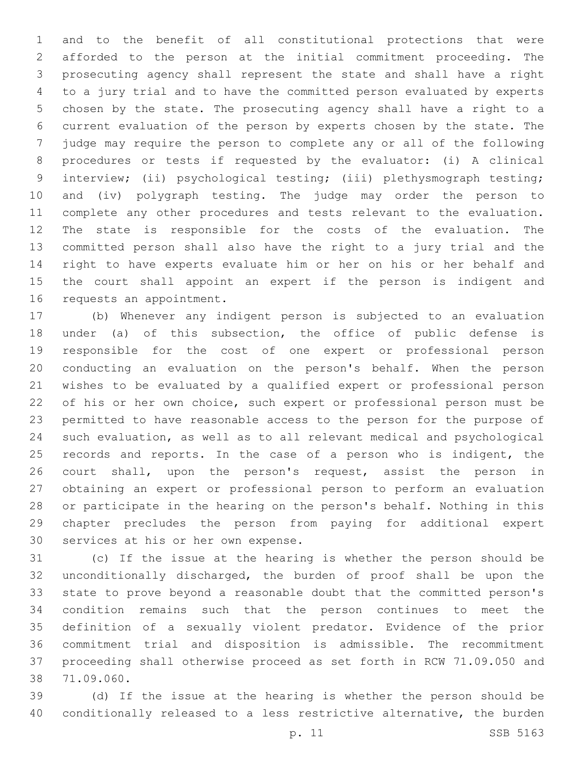and to the benefit of all constitutional protections that were afforded to the person at the initial commitment proceeding. The prosecuting agency shall represent the state and shall have a right to a jury trial and to have the committed person evaluated by experts chosen by the state. The prosecuting agency shall have a right to a current evaluation of the person by experts chosen by the state. The judge may require the person to complete any or all of the following procedures or tests if requested by the evaluator: (i) A clinical interview; (ii) psychological testing; (iii) plethysmograph testing; and (iv) polygraph testing. The judge may order the person to complete any other procedures and tests relevant to the evaluation. The state is responsible for the costs of the evaluation. The committed person shall also have the right to a jury trial and the right to have experts evaluate him or her on his or her behalf and the court shall appoint an expert if the person is indigent and requests an appointment.

(b) Whenever any indigent person is subjected to an evaluation under (a) of this subsection, the office of public defense is responsible for the cost of one expert or professional person conducting an evaluation on the person's behalf. When the person wishes to be evaluated by a qualified expert or professional person of his or her own choice, such expert or professional person must be permitted to have reasonable access to the person for the purpose of such evaluation, as well as to all relevant medical and psychological records and reports. In the case of a person who is indigent, the court shall, upon the person's request, assist the person in obtaining an expert or professional person to perform an evaluation or participate in the hearing on the person's behalf. Nothing in this chapter precludes the person from paying for additional expert services at his or her own expense.

(c) If the issue at the hearing is whether the person should be unconditionally discharged, the burden of proof shall be upon the state to prove beyond a reasonable doubt that the committed person's condition remains such that the person continues to meet the definition of a sexually violent predator. Evidence of the prior commitment trial and disposition is admissible. The recommitment proceeding shall otherwise proceed as set forth in RCW 71.09.050 and 71.09.060.

(d) If the issue at the hearing is whether the person should be conditionally released to a less restrictive alternative, the burden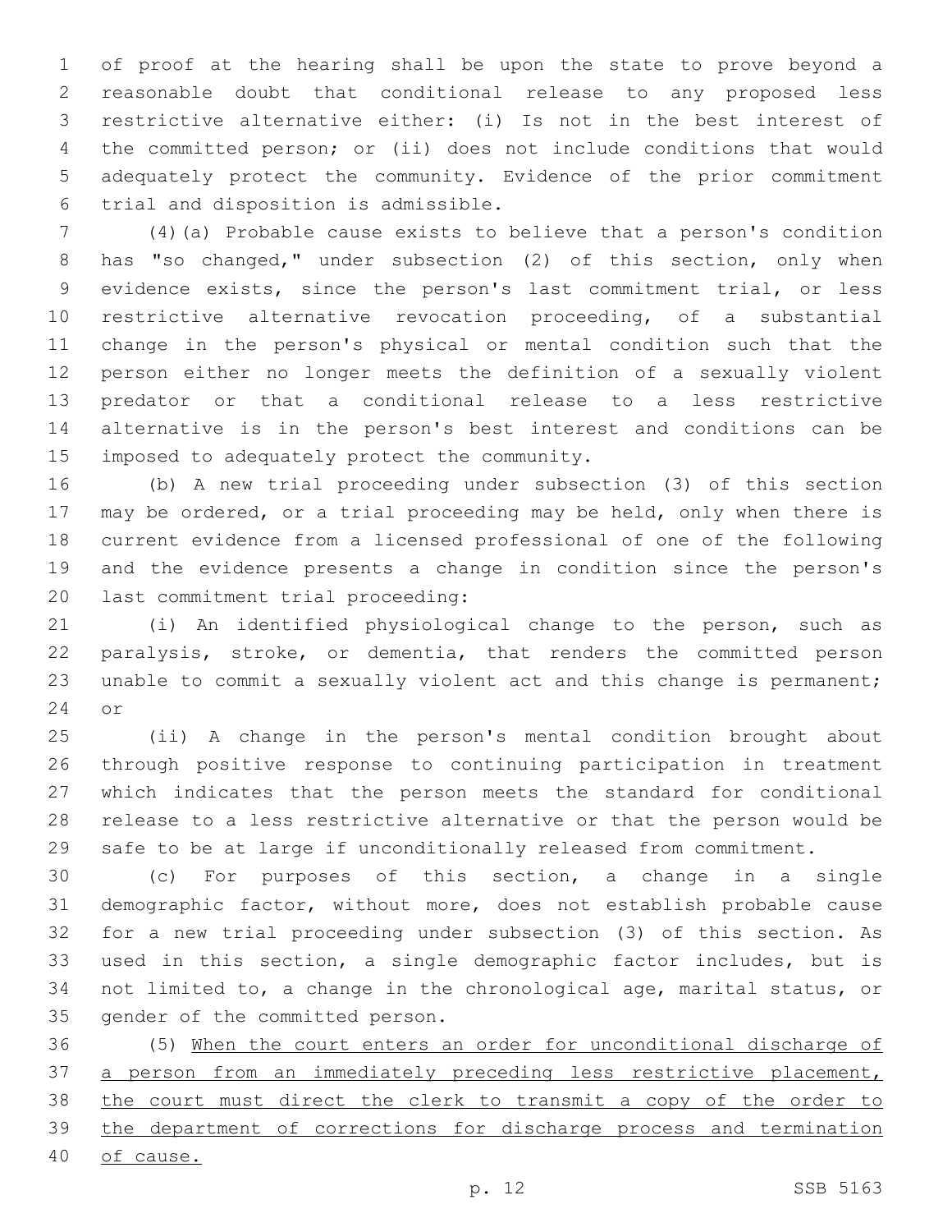of proof at the hearing shall be upon the state to prove beyond a reasonable doubt that conditional release to any proposed less restrictive alternative either: (i) Is not in the best interest of the committed person; or (ii) does not include conditions that would adequately protect the community. Evidence of the prior commitment trial and disposition is admissible.

(4)(a) Probable cause exists to believe that a person's condition has "so changed," under subsection (2) of this section, only when evidence exists, since the person's last commitment trial, or less restrictive alternative revocation proceeding, of a substantial change in the person's physical or mental condition such that the person either no longer meets the definition of a sexually violent predator or that a conditional release to a less restrictive alternative is in the person's best interest and conditions can be imposed to adequately protect the community.

(b) A new trial proceeding under subsection (3) of this section may be ordered, or a trial proceeding may be held, only when there is current evidence from a licensed professional of one of the following and the evidence presents a change in condition since the person's last commitment trial proceeding:

(i) An identified physiological change to the person, such as paralysis, stroke, or dementia, that renders the committed person unable to commit a sexually violent act and this change is permanent; or

(ii) A change in the person's mental condition brought about through positive response to continuing participation in treatment which indicates that the person meets the standard for conditional release to a less restrictive alternative or that the person would be safe to be at large if unconditionally released from commitment.

(c) For purposes of this section, a change in a single demographic factor, without more, does not establish probable cause for a new trial proceeding under subsection (3) of this section. As used in this section, a single demographic factor includes, but is not limited to, a change in the chronological age, marital status, or gender of the committed person.

(5) <u>When the court enters an order for unconditional discharge of a person from an immediately preceding less restrictive placement, the court must direct the clerk to transmit a copy of the order to the department of corrections for discharge process and termination of cause.</u>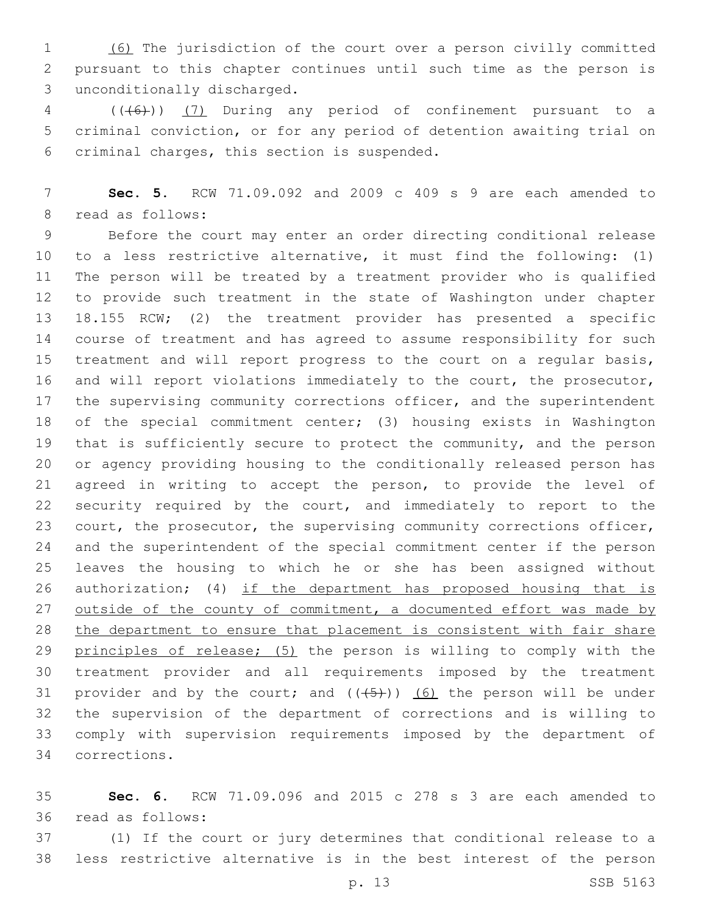(6) The jurisdiction of the court over a person civilly committed pursuant to this chapter continues until such time as the person is unconditionally discharged.

(((6))) (7) During any period of confinement pursuant to a criminal conviction, or for any period of detention awaiting trial on criminal charges, this section is suspended.

**Sec. 5.** RCW 71.09.092 and 2009 c 409 s 9 are each amended to read as follows:

Before the court may enter an order directing conditional release to a less restrictive alternative, it must find the following: (1) The person will be treated by a treatment provider who is qualified to provide such treatment in the state of Washington under chapter 18.155 RCW; (2) the treatment provider has presented a specific course of treatment and has agreed to assume responsibility for such treatment and will report progress to the court on a regular basis, and will report violations immediately to the court, the prosecutor, the supervising community corrections officer, and the superintendent of the special commitment center; (3) housing exists in Washington that is sufficiently secure to protect the community, and the person or agency providing housing to the conditionally released person has agreed in writing to accept the person, to provide the level of security required by the court, and immediately to report to the court, the prosecutor, the supervising community corrections officer, and the superintendent of the special commitment center if the person leaves the housing to which he or she has been assigned without authorization; (4) if the department has proposed housing that is outside of the county of commitment, a documented effort was made by the department to ensure that placement is consistent with fair share principles of release; (5) the person is willing to comply with the treatment provider and all requirements imposed by the treatment provider and by the court; and (((5))) (6) the person will be under the supervision of the department of corrections and is willing to comply with supervision requirements imposed by the department of corrections.

**Sec. 6.** RCW 71.09.096 and 2015 c 278 s 3 are each amended to read as follows:

(1) If the court or jury determines that conditional release to a less restrictive alternative is in the best interest of the person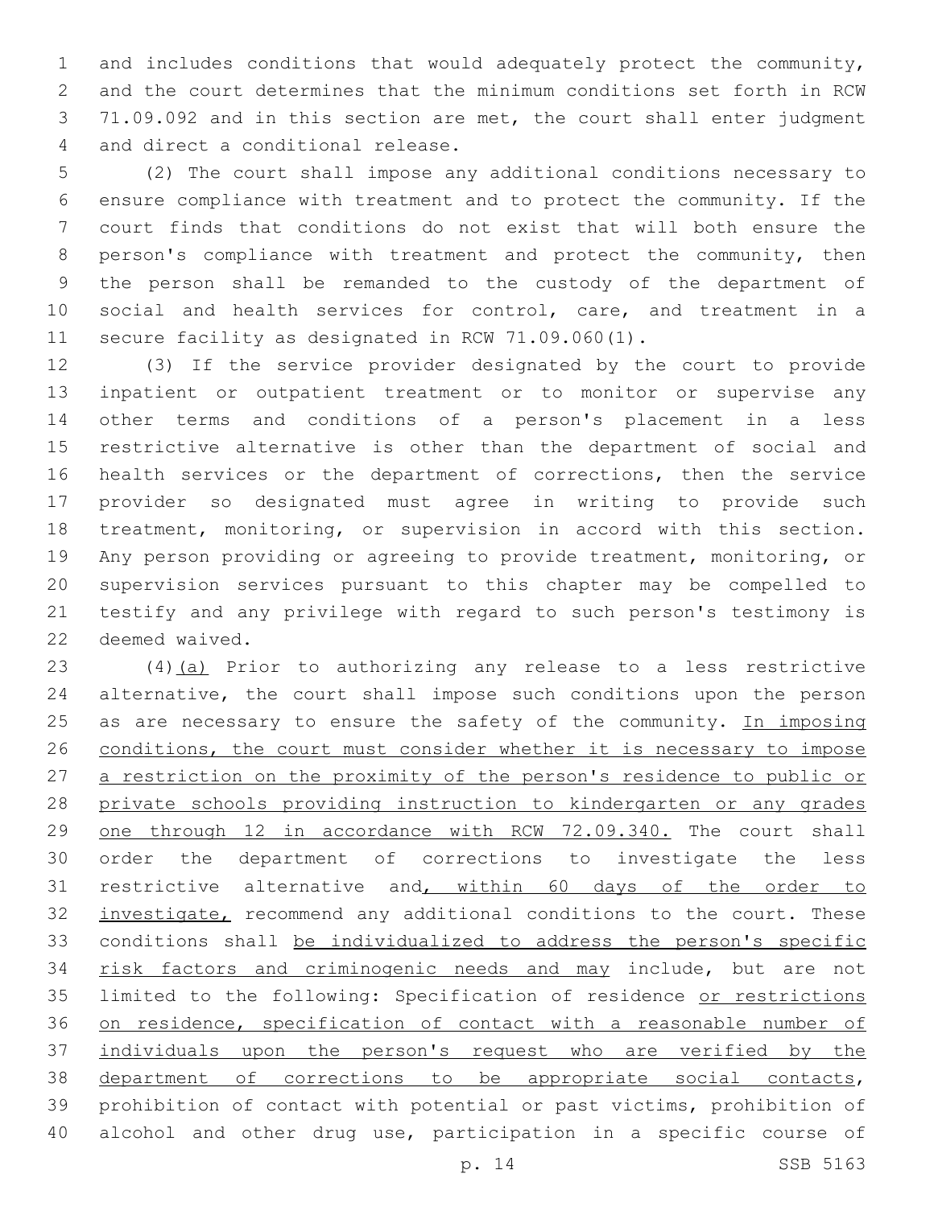and includes conditions that would adequately protect the community, and the court determines that the minimum conditions set forth in RCW 71.09.092 and in this section are met, the court shall enter judgment and direct a conditional release.

(2) The court shall impose any additional conditions necessary to ensure compliance with treatment and to protect the community. If the court finds that conditions do not exist that will both ensure the person's compliance with treatment and protect the community, then the person shall be remanded to the custody of the department of social and health services for control, care, and treatment in a secure facility as designated in RCW 71.09.060(1).

(3) If the service provider designated by the court to provide inpatient or outpatient treatment or to monitor or supervise any other terms and conditions of a person's placement in a less restrictive alternative is other than the department of social and health services or the department of corrections, then the service provider so designated must agree in writing to provide such treatment, monitoring, or supervision in accord with this section. Any person providing or agreeing to provide treatment, monitoring, or supervision services pursuant to this chapter may be compelled to testify and any privilege with regard to such person's testimony is deemed waived.

(4)(a) Prior to authorizing any release to a less restrictive alternative, the court shall impose such conditions upon the person as are necessary to ensure the safety of the community. In imposing conditions, the court must consider whether it is necessary to impose a restriction on the proximity of the person's residence to public or private schools providing instruction to kindergarten or any grades one through 12 in accordance with RCW 72.09.340. The court shall order the department of corrections to investigate the less restrictive alternative and, within 60 days of the order to investigate, recommend any additional conditions to the court. These conditions shall be individualized to address the person's specific risk factors and criminogenic needs and may include, but are not limited to the following: Specification of residence or restrictions on residence, specification of contact with a reasonable number of individuals upon the person's request who are verified by the department of corrections to be appropriate social contacts, prohibition of contact with potential or past victims, prohibition of alcohol and other drug use, participation in a specific course of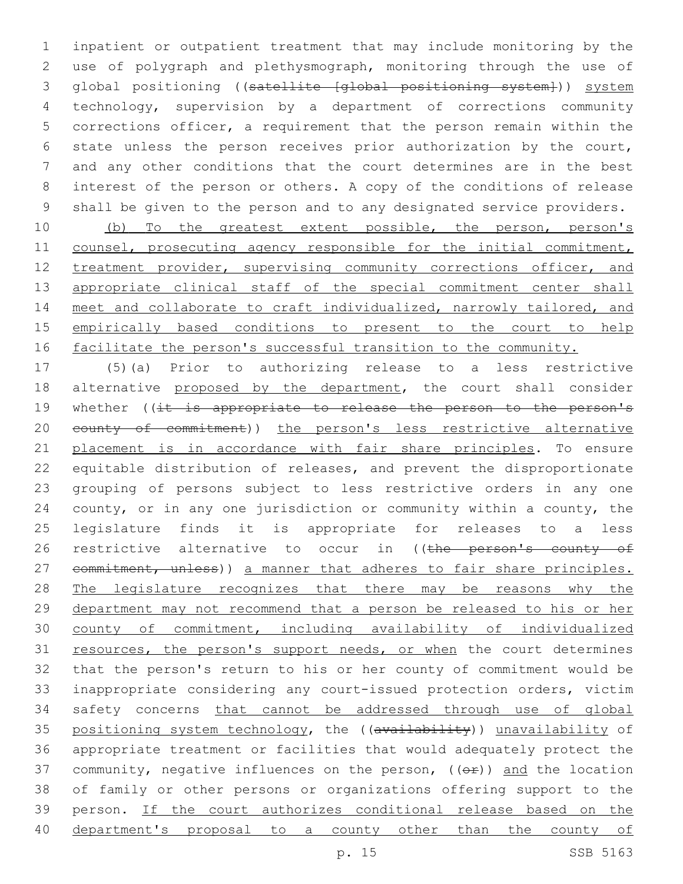inpatient or outpatient treatment that may include monitoring by the use of polygraph and plethysmograph, monitoring through the use of global positioning ((~~satellite [global positioning system]~~)) <u>system</u> technology, supervision by a department of corrections community corrections officer, a requirement that the person remain within the state unless the person receives prior authorization by the court, and any other conditions that the court determines are in the best interest of the person or others. A copy of the conditions of release shall be given to the person and to any designated service providers.

<u>(b) To the greatest extent possible, the person, person's counsel, prosecuting agency responsible for the initial commitment, treatment provider, supervising community corrections officer, and appropriate clinical staff of the special commitment center shall meet and collaborate to craft individualized, narrowly tailored, and empirically based conditions to present to the court to help facilitate the person's successful transition to the community.</u>

(5)(a) Prior to authorizing release to a less restrictive alternative <u>proposed by the department</u>, the court shall consider whether ((~~it is appropriate to release the person to the person's county of commitment~~)) <u>the person's less restrictive alternative placement is in accordance with fair share principles</u>. To ensure equitable distribution of releases, and prevent the disproportionate grouping of persons subject to less restrictive orders in any one county, or in any one jurisdiction or community within a county, the legislature finds it is appropriate for releases to a less restrictive alternative to occur in ((~~the person's county of commitment, unless~~)) <u>a manner that adheres to fair share principles. The legislature recognizes that there may be reasons why the department may not recommend that a person be released to his or her county of commitment, including availability of individualized resources, the person's support needs, or when</u> the court determines that the person's return to his or her county of commitment would be inappropriate considering any court-issued protection orders, victim safety concerns <u>that cannot be addressed through use of global positioning system technology</u>, the ((~~availability~~)) <u>unavailability</u> of appropriate treatment or facilities that would adequately protect the community, negative influences on the person, ((~~or~~)) <u>and</u> the location of family or other persons or organizations offering support to the person. <u>If the court authorizes conditional release based on the department's proposal to a county other than the county of</u>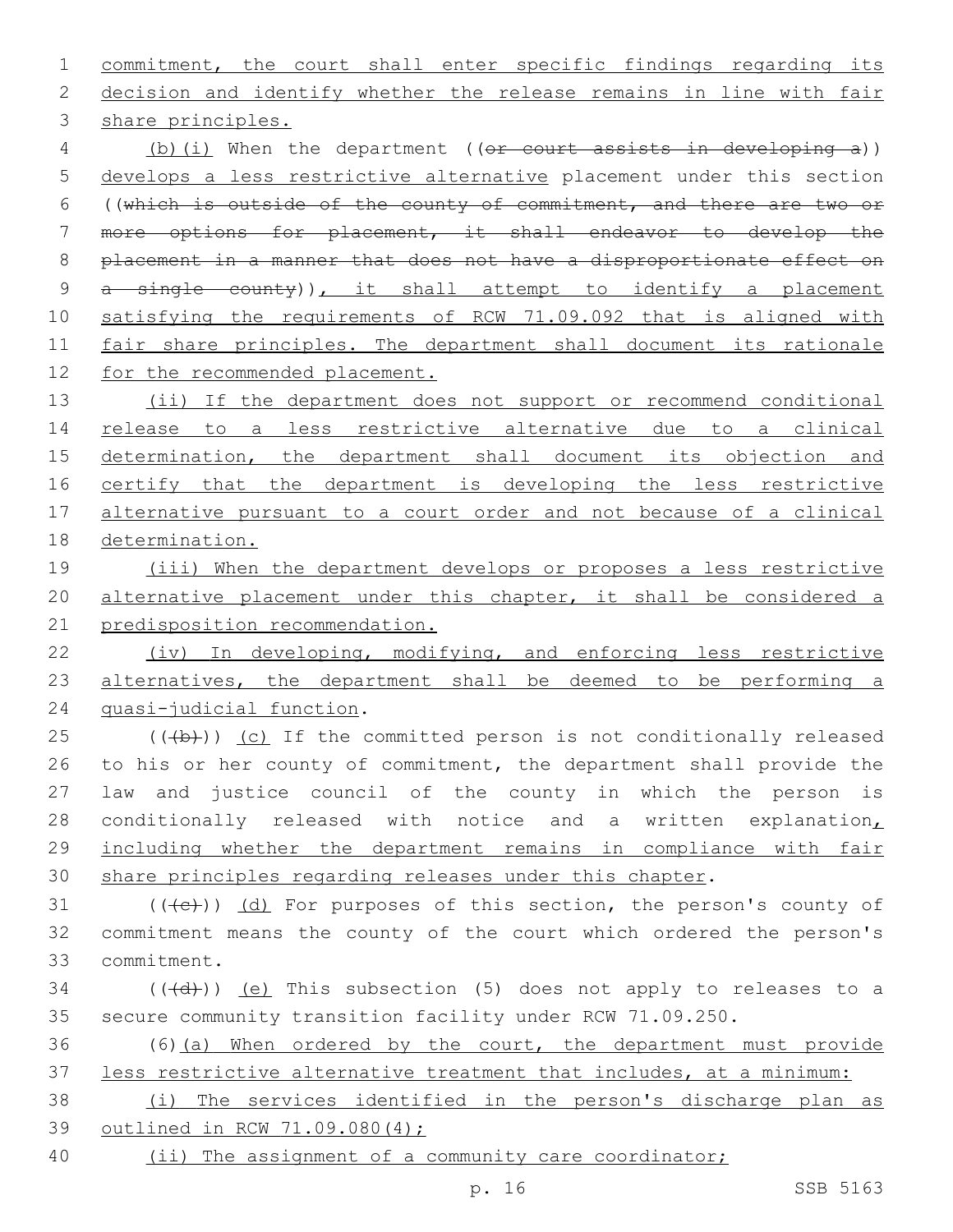commitment, the court shall enter specific findings regarding its decision and identify whether the release remains in line with fair share principles.

(b)(i) When the department ((~~or court assists in developing a~~)) develops a less restrictive alternative placement under this section ((~~which is outside of the county of commitment, and there are two or more options for placement, it shall endeavor to develop the placement in a manner that does not have a disproportionate effect on a single county~~)), it shall attempt to identify a placement satisfying the requirements of RCW 71.09.092 that is aligned with fair share principles. The department shall document its rationale for the recommended placement.

(ii) If the department does not support or recommend conditional release to a less restrictive alternative due to a clinical determination, the department shall document its objection and certify that the department is developing the less restrictive alternative pursuant to a court order and not because of a clinical determination.

(iii) When the department develops or proposes a less restrictive alternative placement under this chapter, it shall be considered a predisposition recommendation.

(iv) In developing, modifying, and enforcing less restrictive alternatives, the department shall be deemed to be performing a quasi-judicial function.

((~~(b)~~)) (c) If the committed person is not conditionally released to his or her county of commitment, the department shall provide the law and justice council of the county in which the person is conditionally released with notice and a written explanation, including whether the department remains in compliance with fair share principles regarding releases under this chapter.

((~~(c)~~)) (d) For purposes of this section, the person's county of commitment means the county of the court which ordered the person's commitment.

((~~(d)~~)) (e) This subsection (5) does not apply to releases to a secure community transition facility under RCW 71.09.250.

(6)(a) When ordered by the court, the department must provide less restrictive alternative treatment that includes, at a minimum:

(i) The services identified in the person's discharge plan as outlined in RCW 71.09.080(4);

(ii) The assignment of a community care coordinator;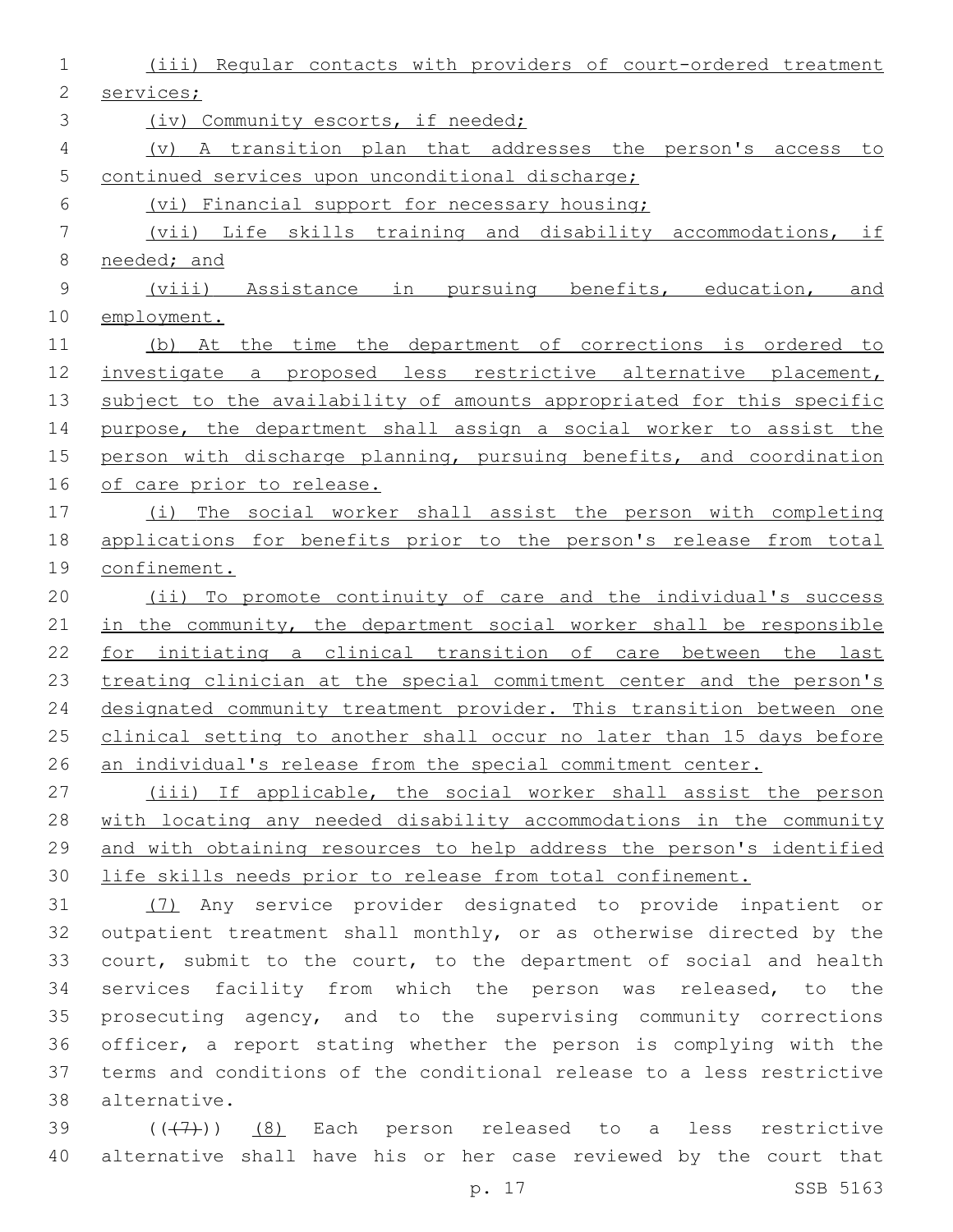(iii) Regular contacts with providers of court-ordered treatment services;

(iv) Community escorts, if needed;

(v) A transition plan that addresses the person's access to continued services upon unconditional discharge;

(vi) Financial support for necessary housing;

(vii) Life skills training and disability accommodations, if needed; and

(viii) Assistance in pursuing benefits, education, and employment.

(b) At the time the department of corrections is ordered to investigate a proposed less restrictive alternative placement, subject to the availability of amounts appropriated for this specific purpose, the department shall assign a social worker to assist the person with discharge planning, pursuing benefits, and coordination of care prior to release.

(i) The social worker shall assist the person with completing applications for benefits prior to the person's release from total confinement.

(ii) To promote continuity of care and the individual's success in the community, the department social worker shall be responsible for initiating a clinical transition of care between the last treating clinician at the special commitment center and the person's designated community treatment provider. This transition between one clinical setting to another shall occur no later than 15 days before an individual's release from the special commitment center.

(iii) If applicable, the social worker shall assist the person with locating any needed disability accommodations in the community and with obtaining resources to help address the person's identified life skills needs prior to release from total confinement.

(7) Any service provider designated to provide inpatient or outpatient treatment shall monthly, or as otherwise directed by the court, submit to the court, to the department of social and health services facility from which the person was released, to the prosecuting agency, and to the supervising community corrections officer, a report stating whether the person is complying with the terms and conditions of the conditional release to a less restrictive alternative.

((~~(7)~~)) (8) Each person released to a less restrictive alternative shall have his or her case reviewed by the court that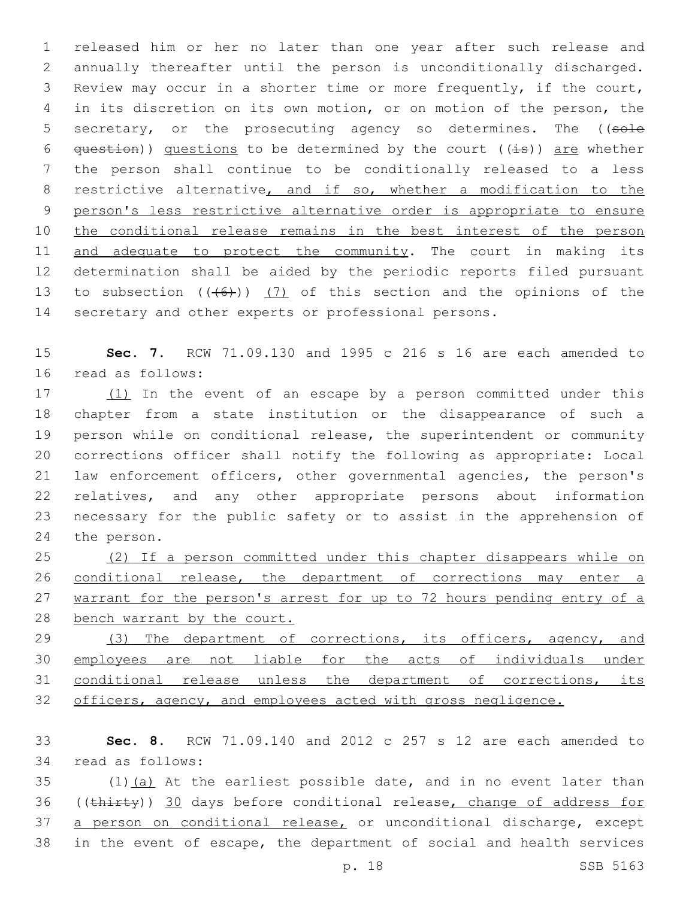released him or her no later than one year after such release and annually thereafter until the person is unconditionally discharged. Review may occur in a shorter time or more frequently, if the court, in its discretion on its own motion, or on motion of the person, the secretary, or the prosecuting agency so determines. The ((~~sole question~~)) <u>questions</u> to be determined by the court ((~~is~~)) <u>are</u> whether the person shall continue to be conditionally released to a less restrictive alternative<u>, and if so, whether a modification to the person's less restrictive alternative order is appropriate to ensure the conditional release remains in the best interest of the person and adequate to protect the community</u>. The court in making its determination shall be aided by the periodic reports filed pursuant to subsection ((~~(6)~~)) <u>(7)</u> of this section and the opinions of the secretary and other experts or professional persons.

**Sec. 7.** RCW 71.09.130 and 1995 c 216 s 16 are each amended to read as follows:

<u>(1)</u> In the event of an escape by a person committed under this chapter from a state institution or the disappearance of such a person while on conditional release, the superintendent or community corrections officer shall notify the following as appropriate: Local law enforcement officers, other governmental agencies, the person's relatives, and any other appropriate persons about information necessary for the public safety or to assist in the apprehension of the person.

<u>(2) If a person committed under this chapter disappears while on conditional release, the department of corrections may enter a warrant for the person's arrest for up to 72 hours pending entry of a bench warrant by the court.</u>

<u>(3) The department of corrections, its officers, agency, and employees are not liable for the acts of individuals under conditional release unless the department of corrections, its officers, agency, and employees acted with gross negligence.</u>

**Sec. 8.** RCW 71.09.140 and 2012 c 257 s 12 are each amended to read as follows:

(1)<u>(a)</u> At the earliest possible date, and in no event later than ((~~thirty~~)) <u>30</u> days before conditional release<u>, change of address for a person on conditional release,</u> or unconditional discharge, except in the event of escape, the department of social and health services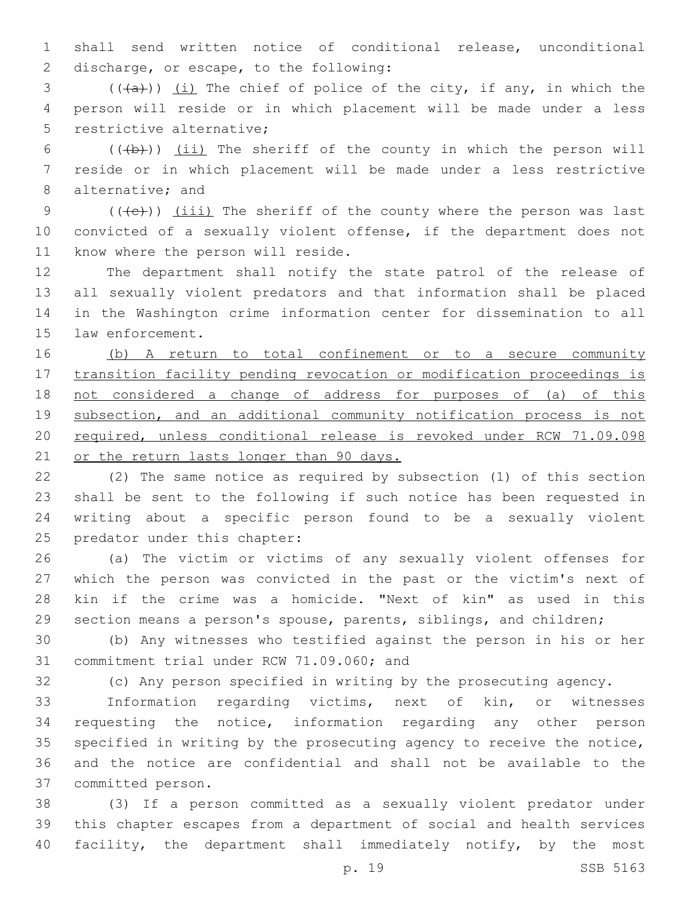shall send written notice of conditional release, unconditional discharge, or escape, to the following:

((~~(a)~~)) <u>(i)</u> The chief of police of the city, if any, in which the person will reside or in which placement will be made under a less restrictive alternative;

((~~(b)~~)) <u>(ii)</u> The sheriff of the county in which the person will reside or in which placement will be made under a less restrictive alternative; and

((~~(c)~~)) <u>(iii)</u> The sheriff of the county where the person was last convicted of a sexually violent offense, if the department does not know where the person will reside.

The department shall notify the state patrol of the release of all sexually violent predators and that information shall be placed in the Washington crime information center for dissemination to all law enforcement.

<u>(b) A return to total confinement or to a secure community transition facility pending revocation or modification proceedings is not considered a change of address for purposes of (a) of this subsection, and an additional community notification process is not required, unless conditional release is revoked under RCW 71.09.098 or the return lasts longer than 90 days.</u>

(2) The same notice as required by subsection (1) of this section shall be sent to the following if such notice has been requested in writing about a specific person found to be a sexually violent predator under this chapter:

(a) The victim or victims of any sexually violent offenses for which the person was convicted in the past or the victim's next of kin if the crime was a homicide. "Next of kin" as used in this section means a person's spouse, parents, siblings, and children;

(b) Any witnesses who testified against the person in his or her commitment trial under RCW 71.09.060; and

(c) Any person specified in writing by the prosecuting agency.

Information regarding victims, next of kin, or witnesses requesting the notice, information regarding any other person specified in writing by the prosecuting agency to receive the notice, and the notice are confidential and shall not be available to the committed person.

(3) If a person committed as a sexually violent predator under this chapter escapes from a department of social and health services facility, the department shall immediately notify, by the most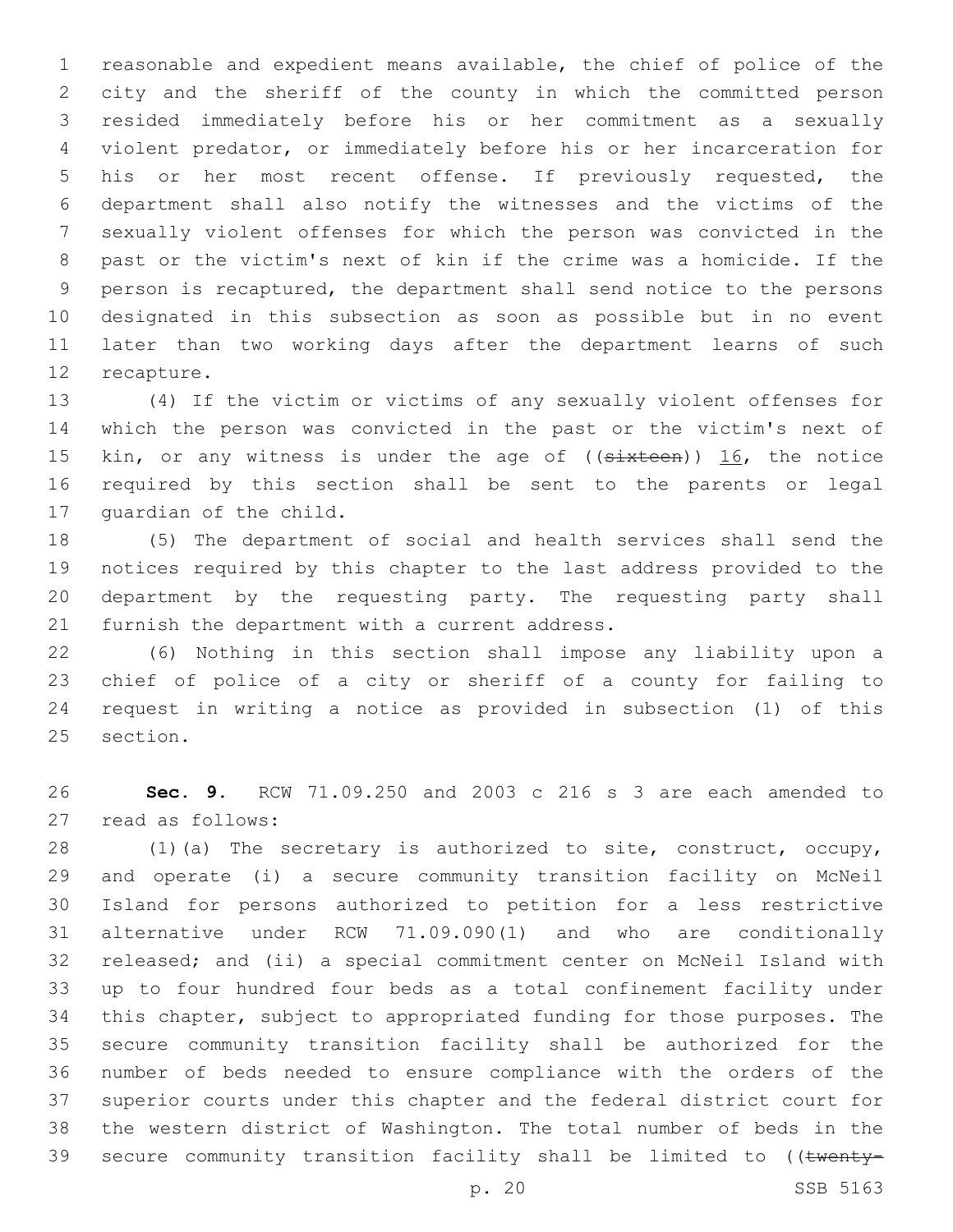reasonable and expedient means available, the chief of police of the city and the sheriff of the county in which the committed person resided immediately before his or her commitment as a sexually violent predator, or immediately before his or her incarceration for his or her most recent offense. If previously requested, the department shall also notify the witnesses and the victims of the sexually violent offenses for which the person was convicted in the past or the victim's next of kin if the crime was a homicide. If the person is recaptured, the department shall send notice to the persons designated in this subsection as soon as possible but in no event later than two working days after the department learns of such recapture.

(4) If the victim or victims of any sexually violent offenses for which the person was convicted in the past or the victim's next of kin, or any witness is under the age of ((~~sixteen~~)) 16, the notice required by this section shall be sent to the parents or legal guardian of the child.

(5) The department of social and health services shall send the notices required by this chapter to the last address provided to the department by the requesting party. The requesting party shall furnish the department with a current address.

(6) Nothing in this section shall impose any liability upon a chief of police of a city or sheriff of a county for failing to request in writing a notice as provided in subsection (1) of this section.

**Sec. 9.** RCW 71.09.250 and 2003 c 216 s 3 are each amended to read as follows:

(1)(a) The secretary is authorized to site, construct, occupy, and operate (i) a secure community transition facility on McNeil Island for persons authorized to petition for a less restrictive alternative under RCW 71.09.090(1) and who are conditionally released; and (ii) a special commitment center on McNeil Island with up to four hundred four beds as a total confinement facility under this chapter, subject to appropriated funding for those purposes. The secure community transition facility shall be authorized for the number of beds needed to ensure compliance with the orders of the superior courts under this chapter and the federal district court for the western district of Washington. The total number of beds in the secure community transition facility shall be limited to ((~~twenty-~~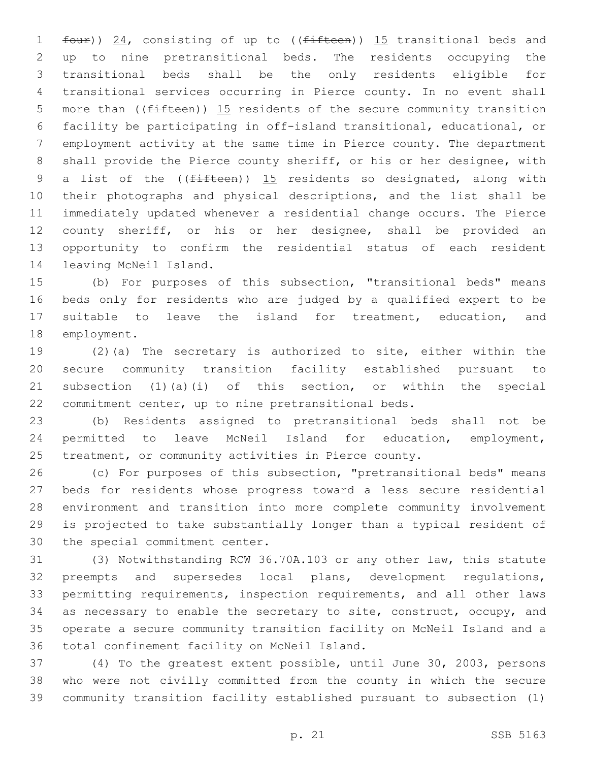~~four~~)) 24, consisting of up to ((~~fifteen~~)) 15 transitional beds and up to nine pretransitional beds. The residents occupying the transitional beds shall be the only residents eligible for transitional services occurring in Pierce county. In no event shall more than ((~~fifteen~~)) 15 residents of the secure community transition facility be participating in off-island transitional, educational, or employment activity at the same time in Pierce county. The department shall provide the Pierce county sheriff, or his or her designee, with a list of the ((~~fifteen~~)) 15 residents so designated, along with their photographs and physical descriptions, and the list shall be immediately updated whenever a residential change occurs. The Pierce county sheriff, or his or her designee, shall be provided an opportunity to confirm the residential status of each resident leaving McNeil Island.

(b) For purposes of this subsection, "transitional beds" means beds only for residents who are judged by a qualified expert to be suitable to leave the island for treatment, education, and employment.

(2)(a) The secretary is authorized to site, either within the secure community transition facility established pursuant to subsection (1)(a)(i) of this section, or within the special commitment center, up to nine pretransitional beds.

(b) Residents assigned to pretransitional beds shall not be permitted to leave McNeil Island for education, employment, treatment, or community activities in Pierce county.

(c) For purposes of this subsection, "pretransitional beds" means beds for residents whose progress toward a less secure residential environment and transition into more complete community involvement is projected to take substantially longer than a typical resident of the special commitment center.

(3) Notwithstanding RCW 36.70A.103 or any other law, this statute preempts and supersedes local plans, development regulations, permitting requirements, inspection requirements, and all other laws as necessary to enable the secretary to site, construct, occupy, and operate a secure community transition facility on McNeil Island and a total confinement facility on McNeil Island.

(4) To the greatest extent possible, until June 30, 2003, persons who were not civilly committed from the county in which the secure community transition facility established pursuant to subsection (1)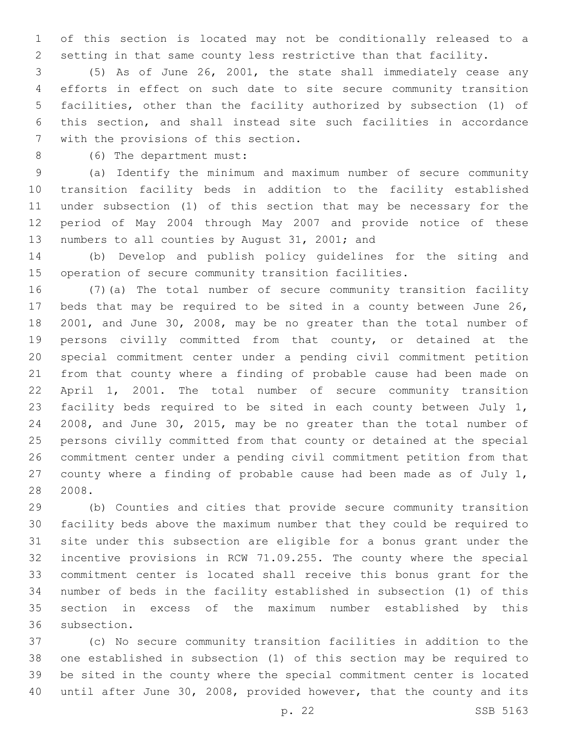of this section is located may not be conditionally released to a setting in that same county less restrictive than that facility.

(5) As of June 26, 2001, the state shall immediately cease any efforts in effect on such date to site secure community transition facilities, other than the facility authorized by subsection (1) of this section, and shall instead site such facilities in accordance with the provisions of this section.

(6) The department must:

(a) Identify the minimum and maximum number of secure community transition facility beds in addition to the facility established under subsection (1) of this section that may be necessary for the period of May 2004 through May 2007 and provide notice of these numbers to all counties by August 31, 2001; and

(b) Develop and publish policy guidelines for the siting and operation of secure community transition facilities.

(7)(a) The total number of secure community transition facility beds that may be required to be sited in a county between June 26, 2001, and June 30, 2008, may be no greater than the total number of persons civilly committed from that county, or detained at the special commitment center under a pending civil commitment petition from that county where a finding of probable cause had been made on April 1, 2001. The total number of secure community transition facility beds required to be sited in each county between July 1, 2008, and June 30, 2015, may be no greater than the total number of persons civilly committed from that county or detained at the special commitment center under a pending civil commitment petition from that county where a finding of probable cause had been made as of July 1, 2008.

(b) Counties and cities that provide secure community transition facility beds above the maximum number that they could be required to site under this subsection are eligible for a bonus grant under the incentive provisions in RCW 71.09.255. The county where the special commitment center is located shall receive this bonus grant for the number of beds in the facility established in subsection (1) of this section in excess of the maximum number established by this subsection.

(c) No secure community transition facilities in addition to the one established in subsection (1) of this section may be required to be sited in the county where the special commitment center is located until after June 30, 2008, provided however, that the county and its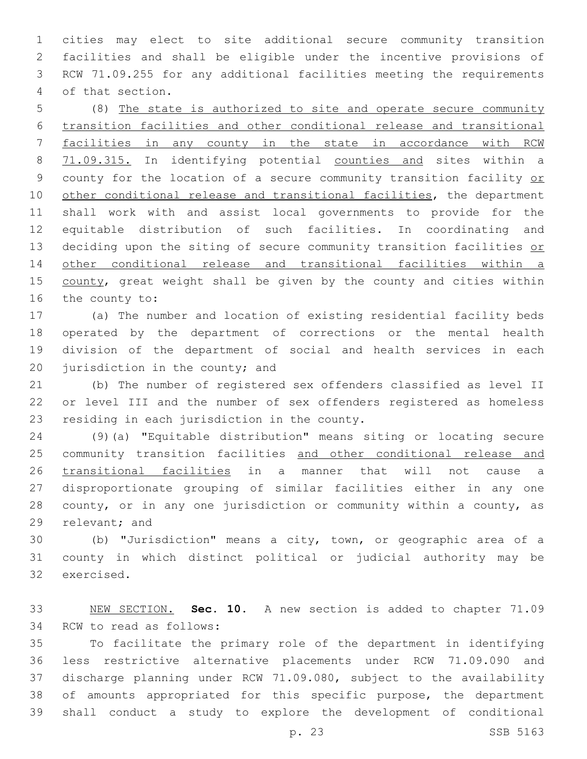cities may elect to site additional secure community transition facilities and shall be eligible under the incentive provisions of RCW 71.09.255 for any additional facilities meeting the requirements of that section.

(8) The state is authorized to site and operate secure community transition facilities and other conditional release and transitional facilities in any county in the state in accordance with RCW 71.09.315. In identifying potential counties and sites within a county for the location of a secure community transition facility or other conditional release and transitional facilities, the department shall work with and assist local governments to provide for the equitable distribution of such facilities. In coordinating and deciding upon the siting of secure community transition facilities or other conditional release and transitional facilities within a county, great weight shall be given by the county and cities within the county to:

(a) The number and location of existing residential facility beds operated by the department of corrections or the mental health division of the department of social and health services in each jurisdiction in the county; and

(b) The number of registered sex offenders classified as level II or level III and the number of sex offenders registered as homeless residing in each jurisdiction in the county.

(9)(a) "Equitable distribution" means siting or locating secure community transition facilities and other conditional release and transitional facilities in a manner that will not cause a disproportionate grouping of similar facilities either in any one county, or in any one jurisdiction or community within a county, as relevant; and

(b) "Jurisdiction" means a city, town, or geographic area of a county in which distinct political or judicial authority may be exercised.

NEW SECTION. **Sec. 10.** A new section is added to chapter 71.09 RCW to read as follows:

To facilitate the primary role of the department in identifying less restrictive alternative placements under RCW 71.09.090 and discharge planning under RCW 71.09.080, subject to the availability of amounts appropriated for this specific purpose, the department shall conduct a study to explore the development of conditional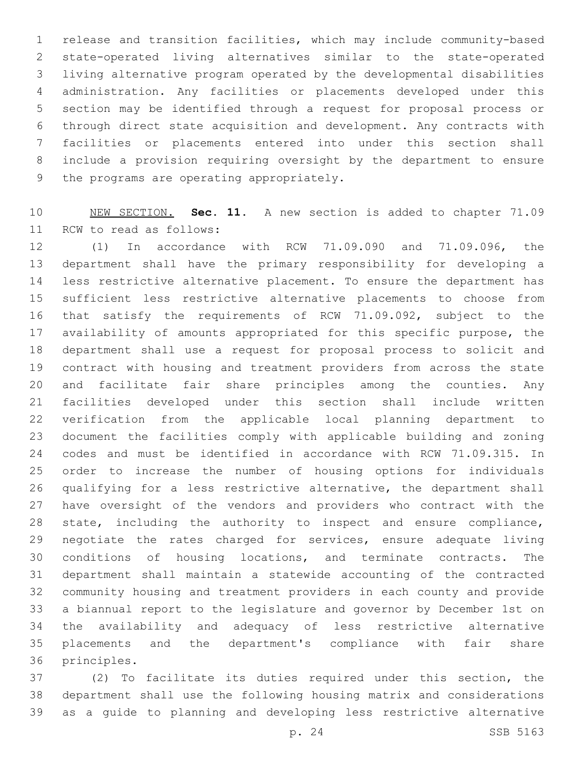release and transition facilities, which may include community-based state-operated living alternatives similar to the state-operated living alternative program operated by the developmental disabilities administration. Any facilities or placements developed under this section may be identified through a request for proposal process or through direct state acquisition and development. Any contracts with facilities or placements entered into under this section shall include a provision requiring oversight by the department to ensure the programs are operating appropriately.

NEW SECTION. **Sec. 11.** A new section is added to chapter 71.09 RCW to read as follows:

(1) In accordance with RCW 71.09.090 and 71.09.096, the department shall have the primary responsibility for developing a less restrictive alternative placement. To ensure the department has sufficient less restrictive alternative placements to choose from that satisfy the requirements of RCW 71.09.092, subject to the availability of amounts appropriated for this specific purpose, the department shall use a request for proposal process to solicit and contract with housing and treatment providers from across the state and facilitate fair share principles among the counties. Any facilities developed under this section shall include written verification from the applicable local planning department to document the facilities comply with applicable building and zoning codes and must be identified in accordance with RCW 71.09.315. In order to increase the number of housing options for individuals qualifying for a less restrictive alternative, the department shall have oversight of the vendors and providers who contract with the state, including the authority to inspect and ensure compliance, negotiate the rates charged for services, ensure adequate living conditions of housing locations, and terminate contracts. The department shall maintain a statewide accounting of the contracted community housing and treatment providers in each county and provide a biannual report to the legislature and governor by December 1st on the availability and adequacy of less restrictive alternative placements and the department's compliance with fair share principles.

(2) To facilitate its duties required under this section, the department shall use the following housing matrix and considerations as a guide to planning and developing less restrictive alternative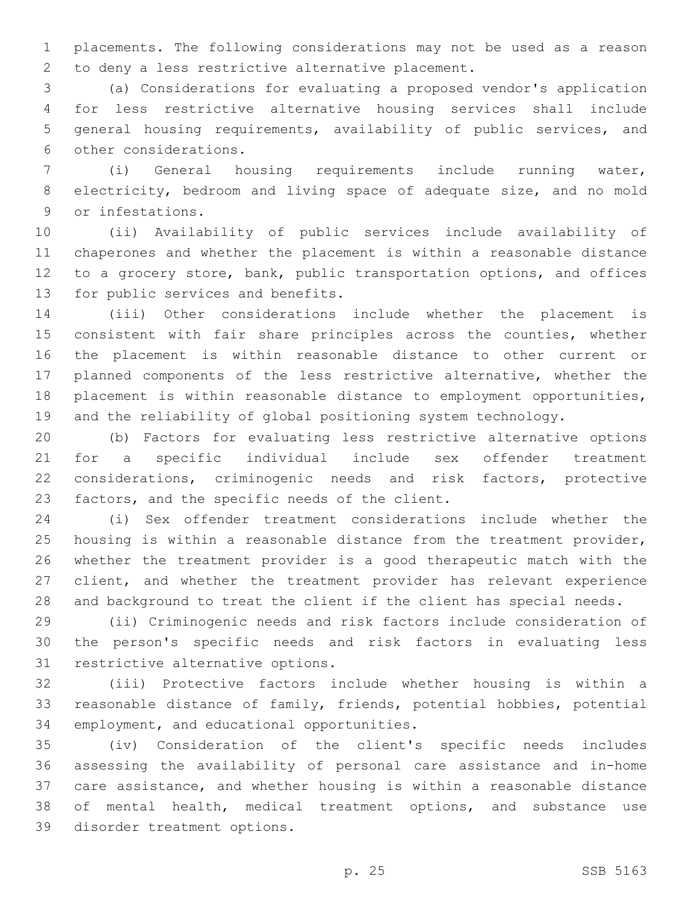placements. The following considerations may not be used as a reason to deny a less restrictive alternative placement.

(a) Considerations for evaluating a proposed vendor's application for less restrictive alternative housing services shall include general housing requirements, availability of public services, and other considerations.

(i) General housing requirements include running water, electricity, bedroom and living space of adequate size, and no mold or infestations.

(ii) Availability of public services include availability of chaperones and whether the placement is within a reasonable distance to a grocery store, bank, public transportation options, and offices for public services and benefits.

(iii) Other considerations include whether the placement is consistent with fair share principles across the counties, whether the placement is within reasonable distance to other current or planned components of the less restrictive alternative, whether the placement is within reasonable distance to employment opportunities, and the reliability of global positioning system technology.

(b) Factors for evaluating less restrictive alternative options for a specific individual include sex offender treatment considerations, criminogenic needs and risk factors, protective factors, and the specific needs of the client.

(i) Sex offender treatment considerations include whether the housing is within a reasonable distance from the treatment provider, whether the treatment provider is a good therapeutic match with the client, and whether the treatment provider has relevant experience and background to treat the client if the client has special needs.

(ii) Criminogenic needs and risk factors include consideration of the person's specific needs and risk factors in evaluating less restrictive alternative options.

(iii) Protective factors include whether housing is within a reasonable distance of family, friends, potential hobbies, potential employment, and educational opportunities.

(iv) Consideration of the client's specific needs includes assessing the availability of personal care assistance and in-home care assistance, and whether housing is within a reasonable distance of mental health, medical treatment options, and substance use disorder treatment options.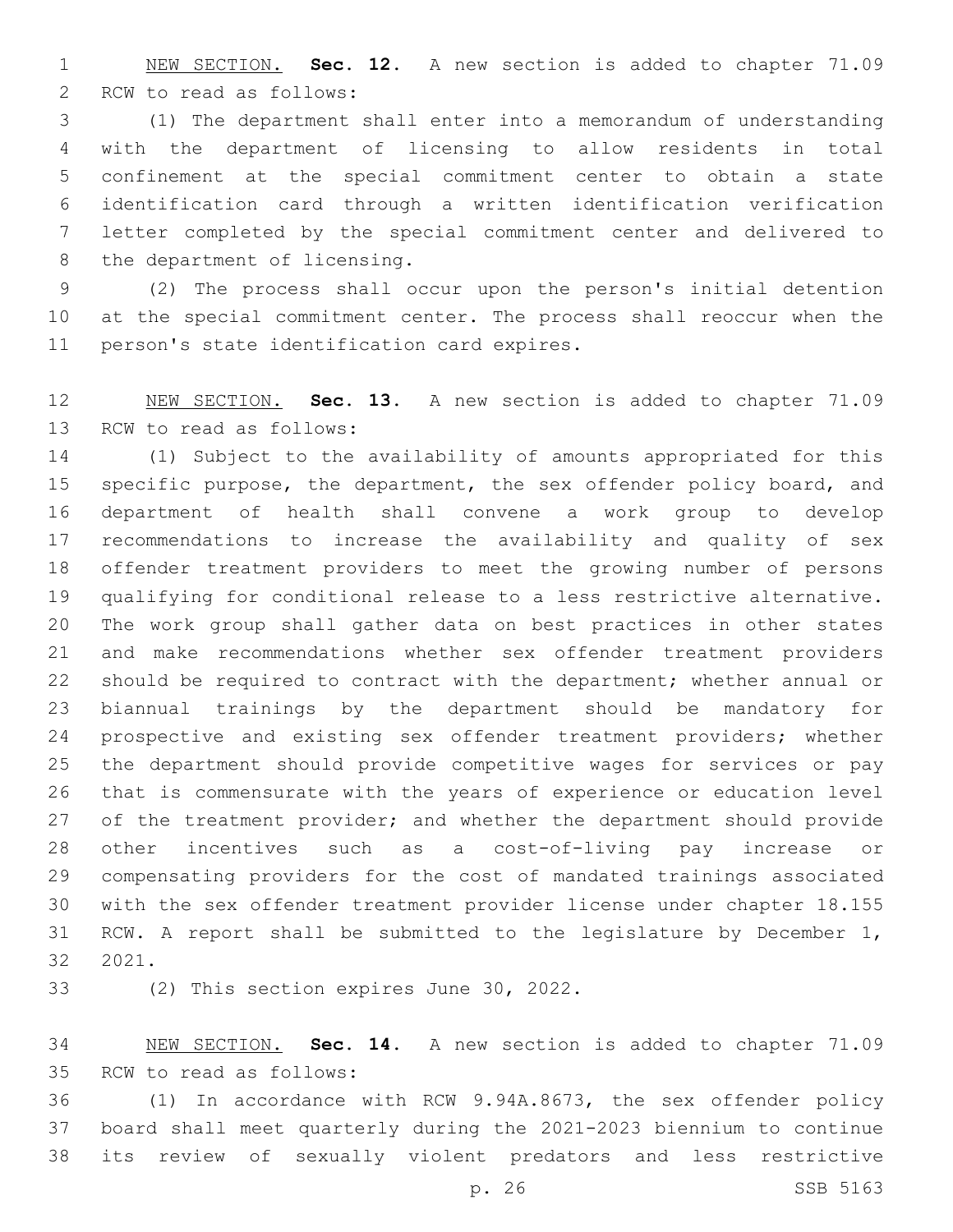NEW SECTION. **Sec. 12.** A new section is added to chapter 71.09 RCW to read as follows:

(1) The department shall enter into a memorandum of understanding with the department of licensing to allow residents in total confinement at the special commitment center to obtain a state identification card through a written identification verification letter completed by the special commitment center and delivered to the department of licensing.

(2) The process shall occur upon the person's initial detention at the special commitment center. The process shall reoccur when the person's state identification card expires.

NEW SECTION. **Sec. 13.** A new section is added to chapter 71.09 RCW to read as follows:

(1) Subject to the availability of amounts appropriated for this specific purpose, the department, the sex offender policy board, and department of health shall convene a work group to develop recommendations to increase the availability and quality of sex offender treatment providers to meet the growing number of persons qualifying for conditional release to a less restrictive alternative. The work group shall gather data on best practices in other states and make recommendations whether sex offender treatment providers should be required to contract with the department; whether annual or biannual trainings by the department should be mandatory for prospective and existing sex offender treatment providers; whether the department should provide competitive wages for services or pay that is commensurate with the years of experience or education level of the treatment provider; and whether the department should provide other incentives such as a cost-of-living pay increase or compensating providers for the cost of mandated trainings associated with the sex offender treatment provider license under chapter 18.155 RCW. A report shall be submitted to the legislature by December 1, 2021.

(2) This section expires June 30, 2022.

NEW SECTION. **Sec. 14.** A new section is added to chapter 71.09 RCW to read as follows:

(1) In accordance with RCW 9.94A.8673, the sex offender policy board shall meet quarterly during the 2021-2023 biennium to continue its review of sexually violent predators and less restrictive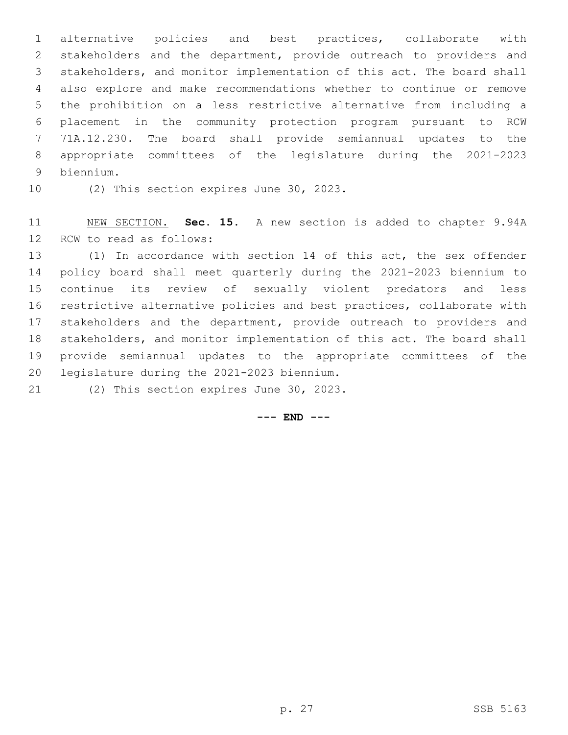alternative policies and best practices, collaborate with stakeholders and the department, provide outreach to providers and stakeholders, and monitor implementation of this act. The board shall also explore and make recommendations whether to continue or remove the prohibition on a less restrictive alternative from including a placement in the community protection program pursuant to RCW 71A.12.230. The board shall provide semiannual updates to the appropriate committees of the legislature during the 2021-2023 biennium.

(2) This section expires June 30, 2023.

NEW SECTION. **Sec. 15.** A new section is added to chapter 9.94A RCW to read as follows:

(1) In accordance with section 14 of this act, the sex offender policy board shall meet quarterly during the 2021-2023 biennium to continue its review of sexually violent predators and less restrictive alternative policies and best practices, collaborate with stakeholders and the department, provide outreach to providers and stakeholders, and monitor implementation of this act. The board shall provide semiannual updates to the appropriate committees of the legislature during the 2021-2023 biennium.

(2) This section expires June 30, 2023.

**--- END ---**